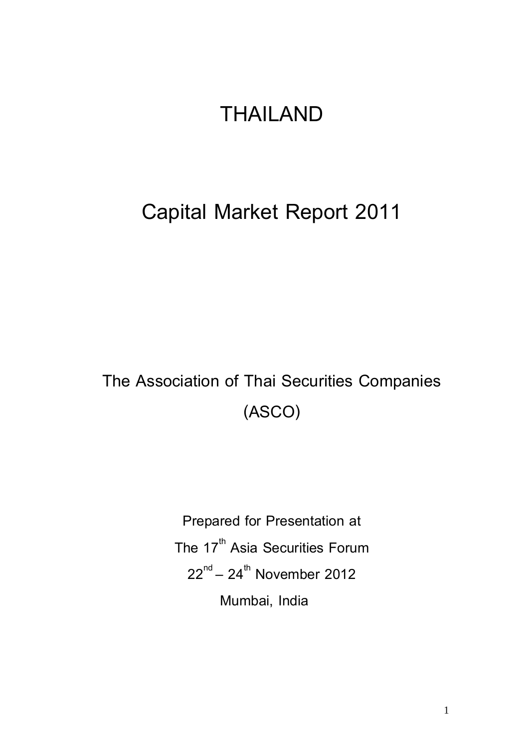# THAILAND

# Capital Market Report 2011

The Association of Thai Securities Companies

(ASCO)

Prepared for Presentation at

The 17th Asia Securities Forum

22nd – 24th November 2012

Mumbai, India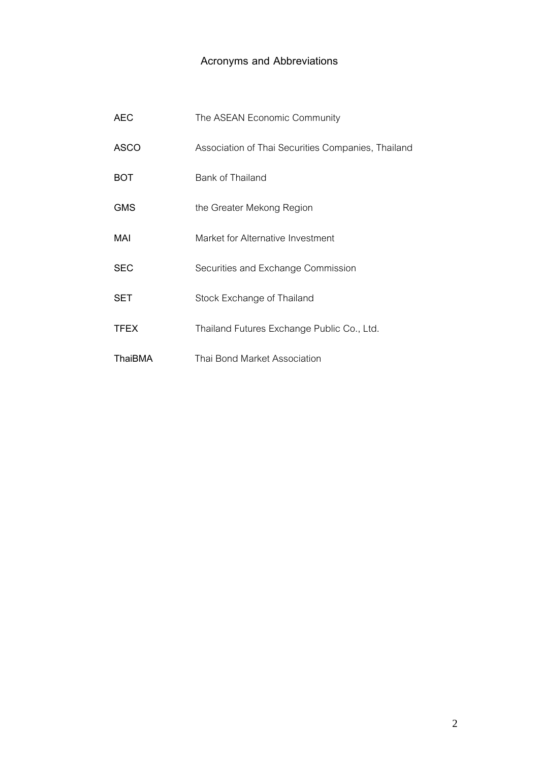# Acronyms and Abbreviations

| | |
|---|---|
| AEC | The ASEAN Economic Community |
| ASCO | Association of Thai Securities Companies, Thailand |
| BOT | Bank of Thailand |
| GMS | the Greater Mekong Region |
| MAI | Market for Alternative Investment |
| SEC | Securities and Exchange Commission |
| SET | Stock Exchange of Thailand |
| TFEX | Thailand Futures Exchange Public Co., Ltd. |
| ThaiBMA | Thai Bond Market Association |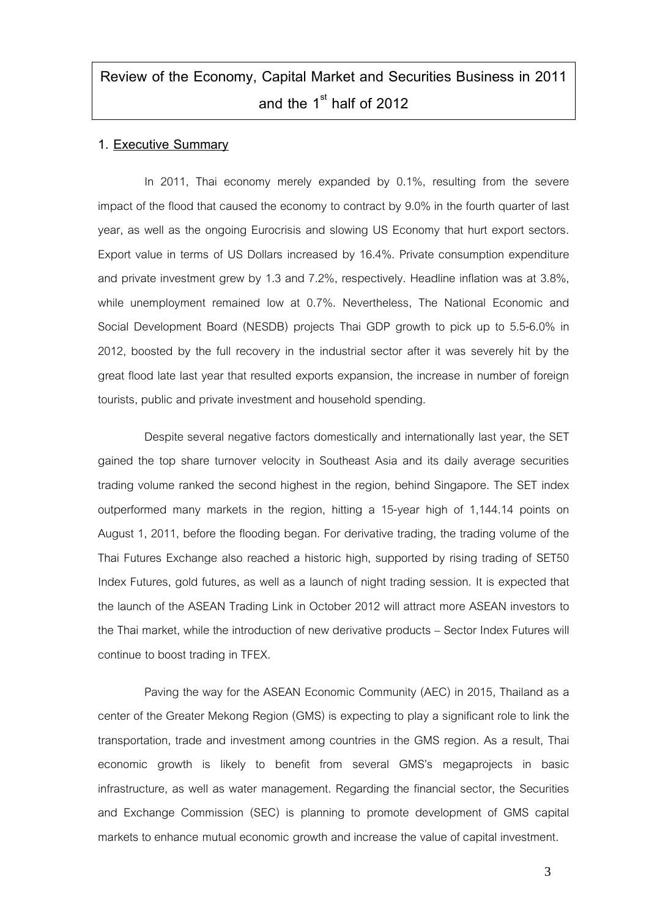# Review of the Economy, Capital Market and Securities Business in 2011 and the 1st half of 2012

## 1. Executive Summary

In 2011, Thai economy merely expanded by 0.1%, resulting from the severe impact of the flood that caused the economy to contract by 9.0% in the fourth quarter of last year, as well as the ongoing Eurocrisis and slowing US Economy that hurt export sectors. Export value in terms of US Dollars increased by 16.4%. Private consumption expenditure and private investment grew by 1.3 and 7.2%, respectively. Headline inflation was at 3.8%, while unemployment remained low at 0.7%. Nevertheless, The National Economic and Social Development Board (NESDB) projects Thai GDP growth to pick up to 5.5-6.0% in 2012, boosted by the full recovery in the industrial sector after it was severely hit by the great flood late last year that resulted exports expansion, the increase in number of foreign tourists, public and private investment and household spending.

Despite several negative factors domestically and internationally last year, the SET gained the top share turnover velocity in Southeast Asia and its daily average securities trading volume ranked the second highest in the region, behind Singapore. The SET index outperformed many markets in the region, hitting a 15-year high of 1,144.14 points on August 1, 2011, before the flooding began. For derivative trading, the trading volume of the Thai Futures Exchange also reached a historic high, supported by rising trading of SET50 Index Futures, gold futures, as well as a launch of night trading session. It is expected that the launch of the ASEAN Trading Link in October 2012 will attract more ASEAN investors to the Thai market, while the introduction of new derivative products – Sector Index Futures will continue to boost trading in TFEX.

Paving the way for the ASEAN Economic Community (AEC) in 2015, Thailand as a center of the Greater Mekong Region (GMS) is expecting to play a significant role to link the transportation, trade and investment among countries in the GMS region. As a result, Thai economic growth is likely to benefit from several GMS's megaprojects in basic infrastructure, as well as water management. Regarding the financial sector, the Securities and Exchange Commission (SEC) is planning to promote development of GMS capital markets to enhance mutual economic growth and increase the value of capital investment.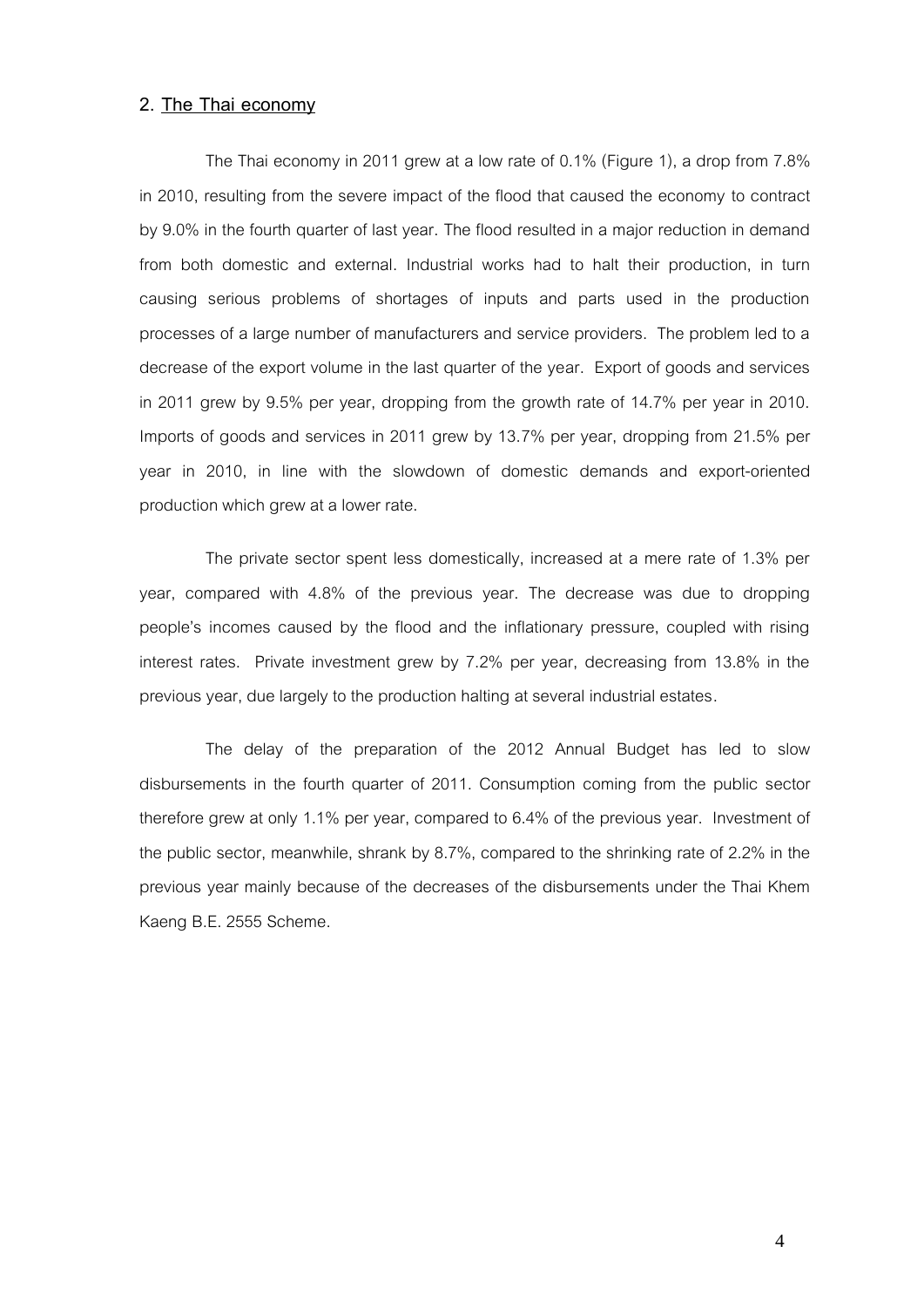## 2. The Thai economy

The Thai economy in 2011 grew at a low rate of 0.1% (Figure 1), a drop from 7.8% in 2010, resulting from the severe impact of the flood that caused the economy to contract by 9.0% in the fourth quarter of last year. The flood resulted in a major reduction in demand from both domestic and external. Industrial works had to halt their production, in turn causing serious problems of shortages of inputs and parts used in the production processes of a large number of manufacturers and service providers. The problem led to a decrease of the export volume in the last quarter of the year. Export of goods and services in 2011 grew by 9.5% per year, dropping from the growth rate of 14.7% per year in 2010. Imports of goods and services in 2011 grew by 13.7% per year, dropping from 21.5% per year in 2010, in line with the slowdown of domestic demands and export-oriented production which grew at a lower rate.

The private sector spent less domestically, increased at a mere rate of 1.3% per year, compared with 4.8% of the previous year. The decrease was due to dropping people's incomes caused by the flood and the inflationary pressure, coupled with rising interest rates. Private investment grew by 7.2% per year, decreasing from 13.8% in the previous year, due largely to the production halting at several industrial estates.

The delay of the preparation of the 2012 Annual Budget has led to slow disbursements in the fourth quarter of 2011. Consumption coming from the public sector therefore grew at only 1.1% per year, compared to 6.4% of the previous year. Investment of the public sector, meanwhile, shrank by 8.7%, compared to the shrinking rate of 2.2% in the previous year mainly because of the decreases of the disbursements under the Thai Khem Kaeng B.E. 2555 Scheme.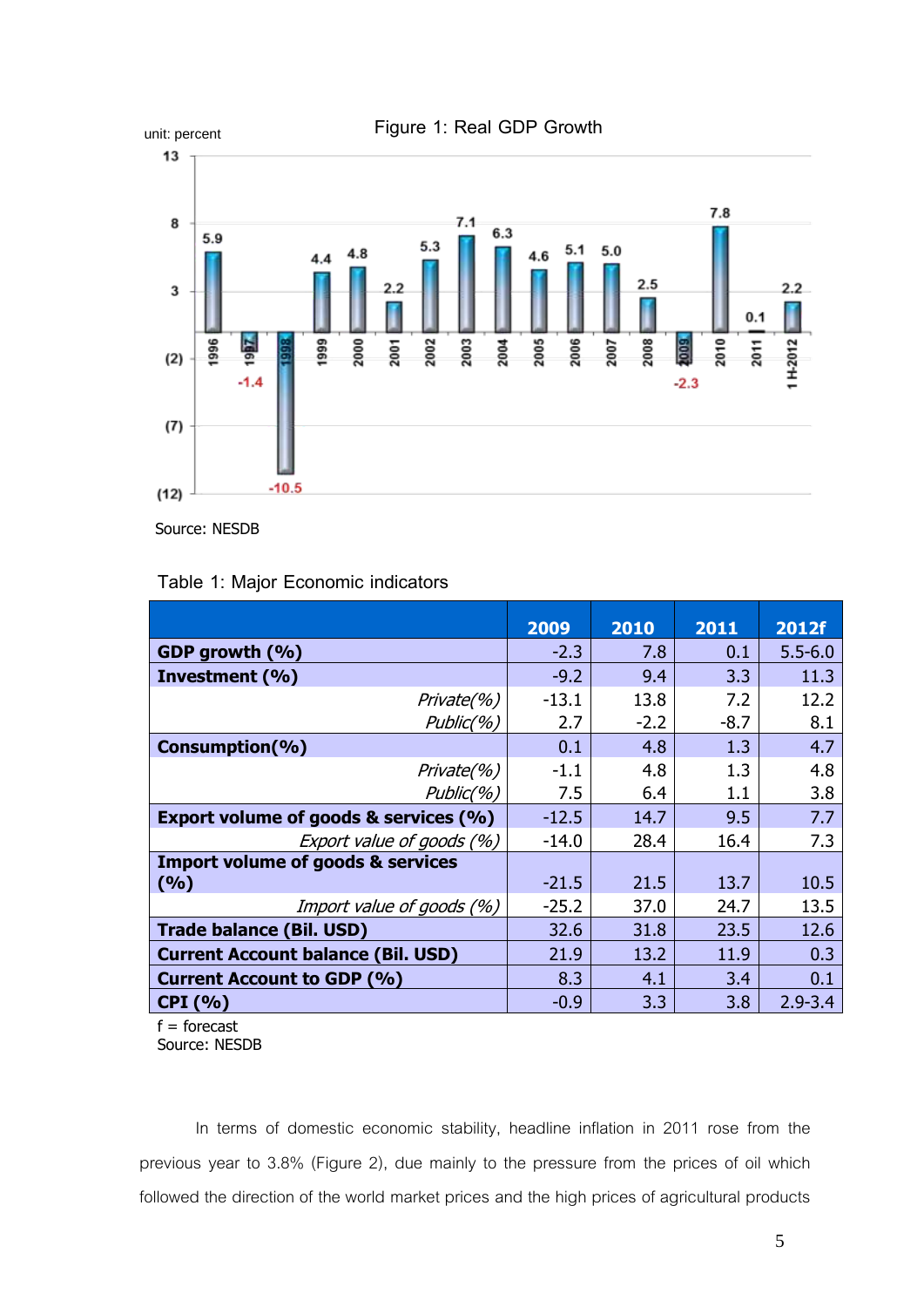Figure 1: Real GDP Growth

unit: percent

13
8
3
(2)
(7)
(12)

5.9
-1.4
-10.5
4.4
4.8
2.2
5.3
7.1
6.3
4.6
5.1
5.0
2.5
-2.3
7.8
0.1
2.2

1996
1997
1998
1999
2000
2001
2002
2003
2004
2005
2006
2007
2008
2009
2010
2011
1 H-2012

Source: NESDB

Table 1: Major Economic indicators

| | 2009 | 2010 | 2011 | 2012f |
|---|---|---|---|---|
| **GDP growth (%)** | -2.3 | 7.8 | 0.1 | 5.5-6.0 |
| **Investment (%)** | -9.2 | 9.4 | 3.3 | 11.3 |
| *Private(%)* | -13.1 | 13.8 | 7.2 | 12.2 |
| *Public(%)* | 2.7 | -2.2 | -8.7 | 8.1 |
| **Consumption(%)** | 0.1 | 4.8 | 1.3 | 4.7 |
| *Private(%)* | -1.1 | 4.8 | 1.3 | 4.8 |
| *Public(%)* | 7.5 | 6.4 | 1.1 | 3.8 |
| **Export volume of goods & services (%)** | -12.5 | 14.7 | 9.5 | 7.7 |
| *Export value of goods (%)* | -14.0 | 28.4 | 16.4 | 7.3 |
| **Import volume of goods & services (%)** | -21.5 | 21.5 | 13.7 | 10.5 |
| *Import value of goods (%)* | -25.2 | 37.0 | 24.7 | 13.5 |
| **Trade balance (Bil. USD)** | 32.6 | 31.8 | 23.5 | 12.6 |
| **Current Account balance (Bil. USD)** | 21.9 | 13.2 | 11.9 | 0.3 |
| **Current Account to GDP (%)** | 8.3 | 4.1 | 3.4 | 0.1 |
| **CPI (%)** | -0.9 | 3.3 | 3.8 | 2.9-3.4 |

f = forecast
Source: NESDB

In terms of domestic economic stability, headline inflation in 2011 rose from the previous year to 3.8% (Figure 2), due mainly to the pressure from the prices of oil which followed the direction of the world market prices and the high prices of agricultural products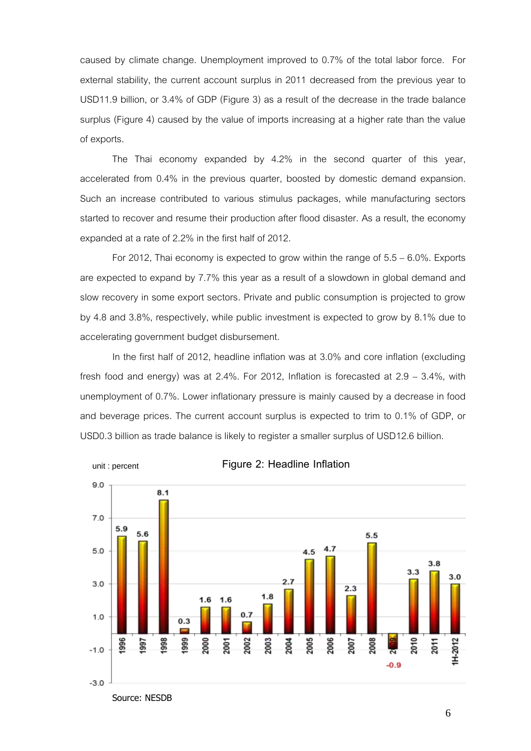caused by climate change. Unemployment improved to 0.7% of the total labor force. For external stability, the current account surplus in 2011 decreased from the previous year to USD11.9 billion, or 3.4% of GDP (Figure 3) as a result of the decrease in the trade balance surplus (Figure 4) caused by the value of imports increasing at a higher rate than the value of exports.

The Thai economy expanded by 4.2% in the second quarter of this year, accelerated from 0.4% in the previous quarter, boosted by domestic demand expansion. Such an increase contributed to various stimulus packages, while manufacturing sectors started to recover and resume their production after flood disaster. As a result, the economy expanded at a rate of 2.2% in the first half of 2012.

For 2012, Thai economy is expected to grow within the range of 5.5 – 6.0%. Exports are expected to expand by 7.7% this year as a result of a slowdown in global demand and slow recovery in some export sectors. Private and public consumption is projected to grow by 4.8 and 3.8%, respectively, while public investment is expected to grow by 8.1% due to accelerating government budget disbursement.

In the first half of 2012, headline inflation was at 3.0% and core inflation (excluding fresh food and energy) was at 2.4%. For 2012, Inflation is forecasted at 2.9 – 3.4%, with unemployment of 0.7%. Lower inflationary pressure is mainly caused by a decrease in food and beverage prices. The current account surplus is expected to trim to 0.1% of GDP, or USD0.3 billion as trade balance is likely to register a smaller surplus of USD12.6 billion.

Figure 2: Headline Inflation

unit : percent

9.0
7.0
5.0
3.0
1.0
-1.0
-3.0

1996 5.9
1997 5.6
1998 8.1
1999 0.3
2000 1.6
2001 1.6
2002 0.7
2003 1.8
2004 2.7
2005 4.5
2006 4.7
2007 2.3
2008 5.5
2009 -0.9
2010 3.3
2011 3.8
1H-2012 3.0

Source: NESDB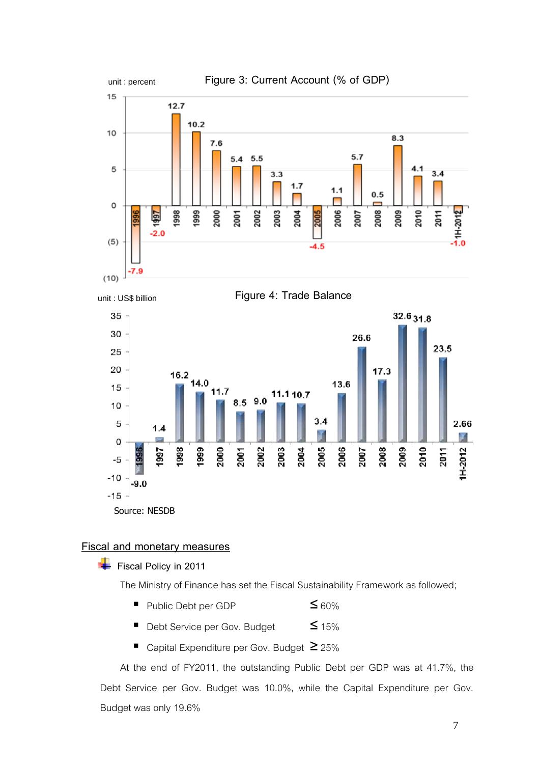unit : percent

Figure 3: Current Account (% of GDP)

15
10
5
0
(5)
(10)

-7.9
-2.0
12.7
10.2
7.6
5.4
5.5
3.3
1.7
-4.5
1.1
5.7
0.5
8.3
4.1
3.4
-1.0

1996
1997
1998
1999
2000
2001
2002
2003
2004
2005
2006
2007
2008
2009
2010
2011
1H-2012

unit : US$ billion

Figure 4: Trade Balance

35
30
25
20
15
10
5
0
-5
-10
-15

-9.0
1.4
16.2
14.0
11.7
8.5
9.0
11.1
10.7
3.4
13.6
26.6
17.3
32.6
31.8
23.5
2.66

1996
1997
1998
1999
2000
2001
2002
2003
2004
2005
2006
2007
2008
2009
2010
2011
1H-2012

Source: NESDB

## Fiscal and monetary measures

### Fiscal Policy in 2011

The Ministry of Finance has set the Fiscal Sustainability Framework as followed;

- Public Debt per GDP $\leq$ 60%
- Debt Service per Gov. Budget $\leq$ 15%
- Capital Expenditure per Gov. Budget $\geq$ 25%

At the end of FY2011, the outstanding Public Debt per GDP was at 41.7%, the Debt Service per Gov. Budget was 10.0%, while the Capital Expenditure per Gov. Budget was only 19.6%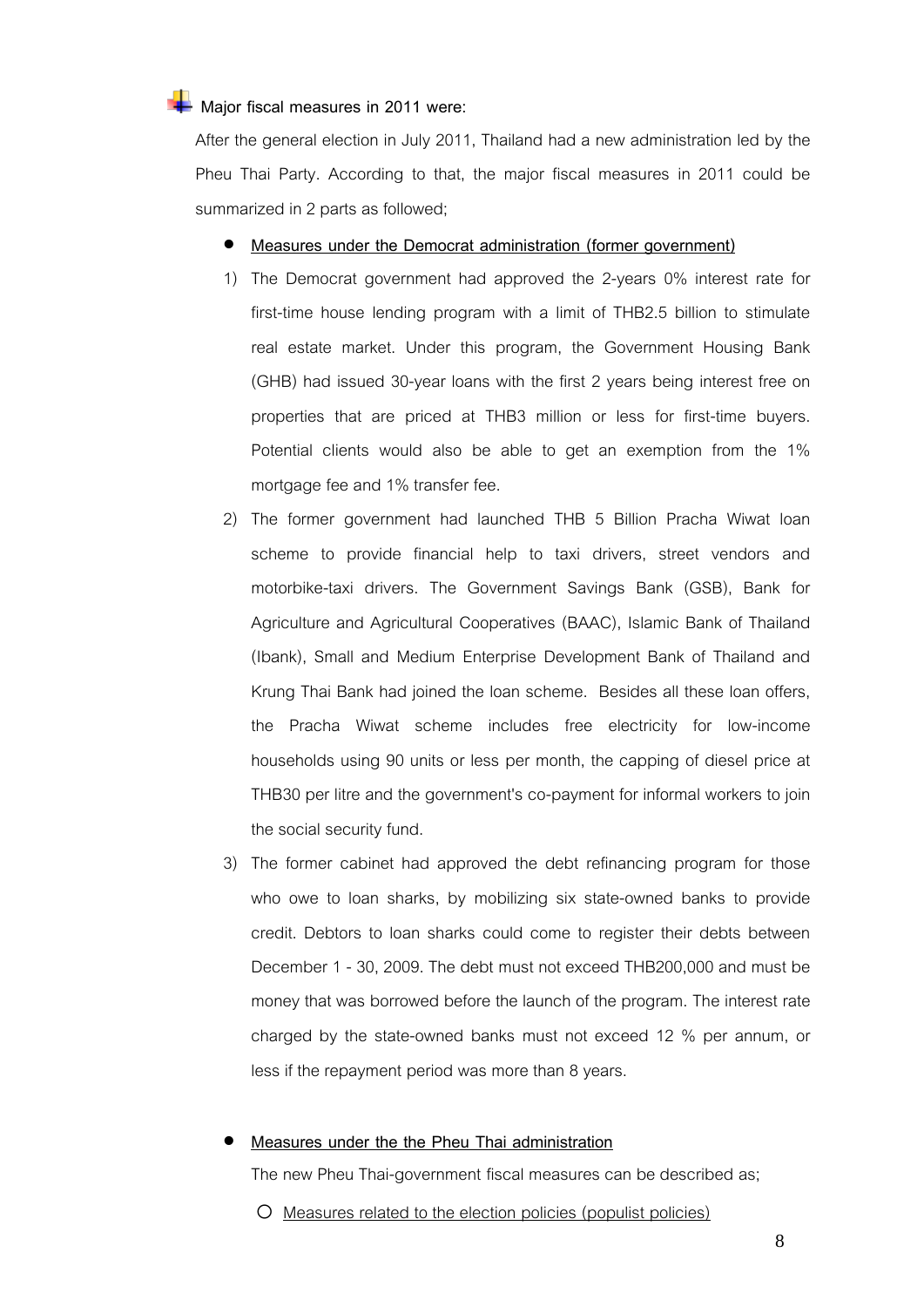**Major fiscal measures in 2011 were:**

After the general election in July 2011, Thailand had a new administration led by the Pheu Thai Party. According to that, the major fiscal measures in 2011 could be summarized in 2 parts as followed;

- **<u>Measures under the Democrat administration (former government)</u>**

1) The Democrat government had approved the 2-years 0% interest rate for first-time house lending program with a limit of THB2.5 billion to stimulate real estate market. Under this program, the Government Housing Bank (GHB) had issued 30-year loans with the first 2 years being interest free on properties that are priced at THB3 million or less for first-time buyers. Potential clients would also be able to get an exemption from the 1% mortgage fee and 1% transfer fee.
2) The former government had launched THB 5 Billion Pracha Wiwat loan scheme to provide financial help to taxi drivers, street vendors and motorbike-taxi drivers. The Government Savings Bank (GSB), Bank for Agriculture and Agricultural Cooperatives (BAAC), Islamic Bank of Thailand (Ibank), Small and Medium Enterprise Development Bank of Thailand and Krung Thai Bank had joined the loan scheme. Besides all these loan offers, the Pracha Wiwat scheme includes free electricity for low-income households using 90 units or less per month, the capping of diesel price at THB30 per litre and the government's co-payment for informal workers to join the social security fund.
3) The former cabinet had approved the debt refinancing program for those who owe to loan sharks, by mobilizing six state-owned banks to provide credit. Debtors to loan sharks could come to register their debts between December 1 - 30, 2009. The debt must not exceed THB200,000 and must be money that was borrowed before the launch of the program. The interest rate charged by the state-owned banks must not exceed 12 % per annum, or less if the repayment period was more than 8 years.

- **<u>Measures under the the Pheu Thai administration</u>**

  The new Pheu Thai-government fiscal measures can be described as;

  - <u>Measures related to the election policies (populist policies)</u>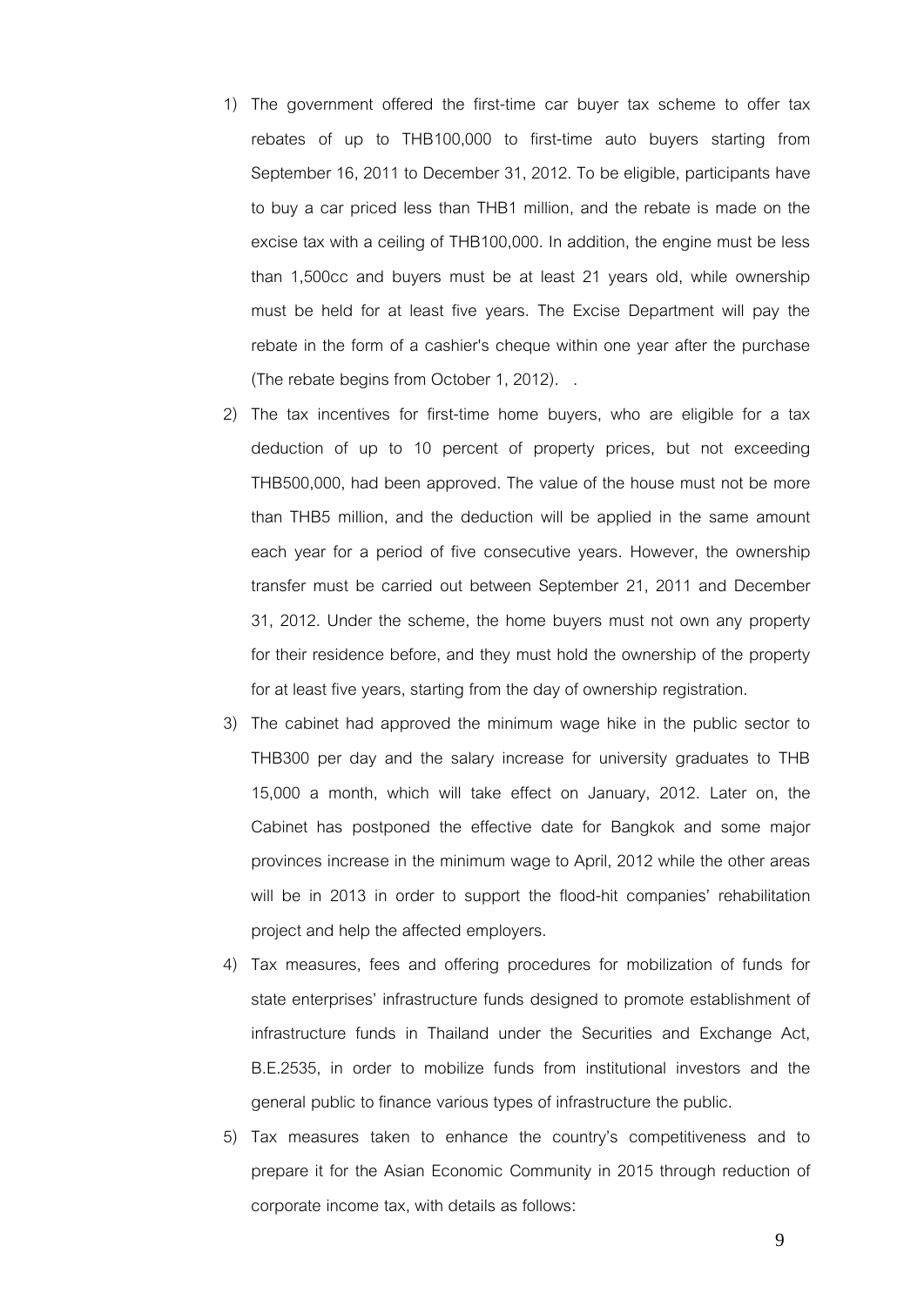1) The government offered the first-time car buyer tax scheme to offer tax rebates of up to THB100,000 to first-time auto buyers starting from September 16, 2011 to December 31, 2012. To be eligible, participants have to buy a car priced less than THB1 million, and the rebate is made on the excise tax with a ceiling of THB100,000. In addition, the engine must be less than 1,500cc and buyers must be at least 21 years old, while ownership must be held for at least five years. The Excise Department will pay the rebate in the form of a cashier's cheque within one year after the purchase (The rebate begins from October 1, 2012). .

2) The tax incentives for first-time home buyers, who are eligible for a tax deduction of up to 10 percent of property prices, but not exceeding THB500,000, had been approved. The value of the house must not be more than THB5 million, and the deduction will be applied in the same amount each year for a period of five consecutive years. However, the ownership transfer must be carried out between September 21, 2011 and December 31, 2012. Under the scheme, the home buyers must not own any property for their residence before, and they must hold the ownership of the property for at least five years, starting from the day of ownership registration.

3) The cabinet had approved the minimum wage hike in the public sector to THB300 per day and the salary increase for university graduates to THB 15,000 a month, which will take effect on January, 2012. Later on, the Cabinet has postponed the effective date for Bangkok and some major provinces increase in the minimum wage to April, 2012 while the other areas will be in 2013 in order to support the flood-hit companies' rehabilitation project and help the affected employers.

4) Tax measures, fees and offering procedures for mobilization of funds for state enterprises' infrastructure funds designed to promote establishment of infrastructure funds in Thailand under the Securities and Exchange Act, B.E.2535, in order to mobilize funds from institutional investors and the general public to finance various types of infrastructure the public.

5) Tax measures taken to enhance the country's competitiveness and to prepare it for the Asian Economic Community in 2015 through reduction of corporate income tax, with details as follows: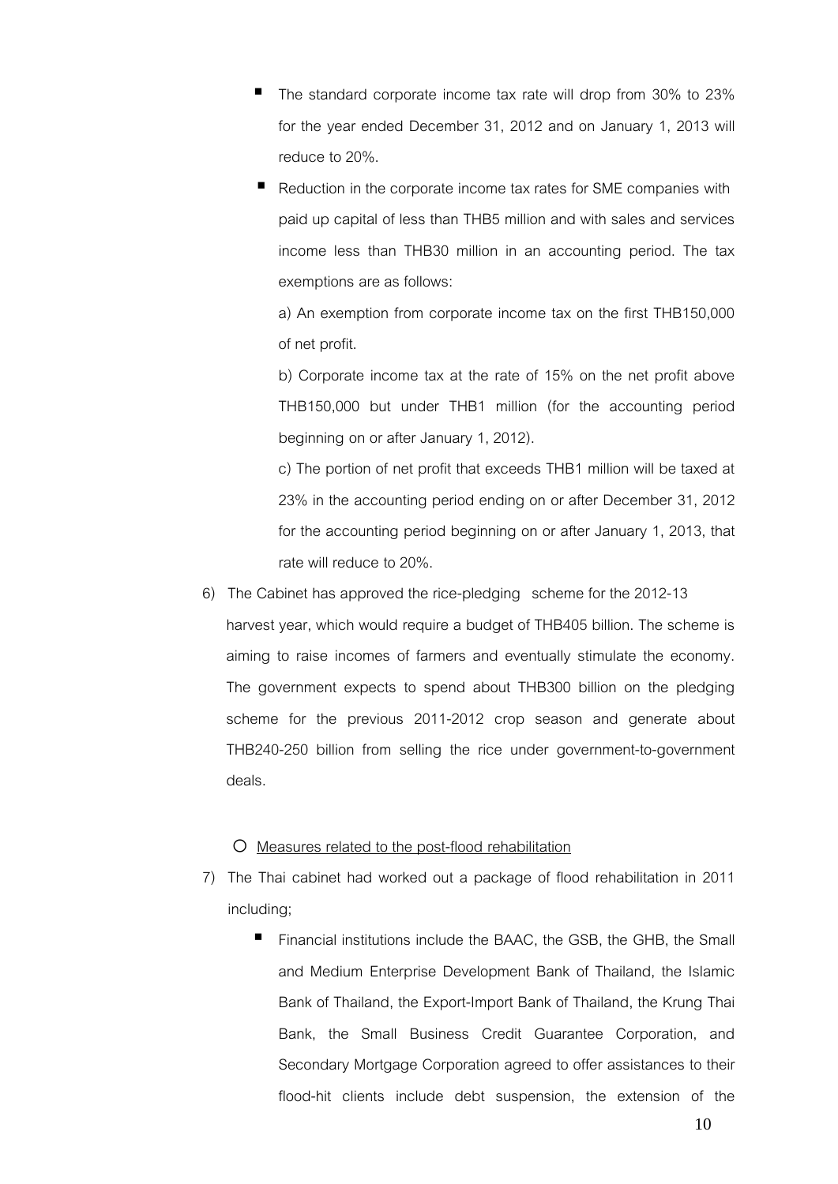- The standard corporate income tax rate will drop from 30% to 23% for the year ended December 31, 2012 and on January 1, 2013 will reduce to 20%.
- Reduction in the corporate income tax rates for SME companies with paid up capital of less than THB5 million and with sales and services income less than THB30 million in an accounting period. The tax exemptions are as follows:

  a) An exemption from corporate income tax on the first THB150,000 of net profit.

  b) Corporate income tax at the rate of 15% on the net profit above THB150,000 but under THB1 million (for the accounting period beginning on or after January 1, 2012).

  c) The portion of net profit that exceeds THB1 million will be taxed at 23% in the accounting period ending on or after December 31, 2012 for the accounting period beginning on or after January 1, 2013, that rate will reduce to 20%.

6) The Cabinet has approved the rice-pledging scheme for the 2012-13 harvest year, which would require a budget of THB405 billion. The scheme is aiming to raise incomes of farmers and eventually stimulate the economy. The government expects to spend about THB300 billion on the pledging scheme for the previous 2011-2012 crop season and generate about THB240-250 billion from selling the rice under government-to-government deals.

○ Measures related to the post-flood rehabilitation

7) The Thai cabinet had worked out a package of flood rehabilitation in 2011 including;

   - Financial institutions include the BAAC, the GSB, the GHB, the Small and Medium Enterprise Development Bank of Thailand, the Islamic Bank of Thailand, the Export-Import Bank of Thailand, the Krung Thai Bank, the Small Business Credit Guarantee Corporation, and Secondary Mortgage Corporation agreed to offer assistances to their flood-hit clients include debt suspension, the extension of the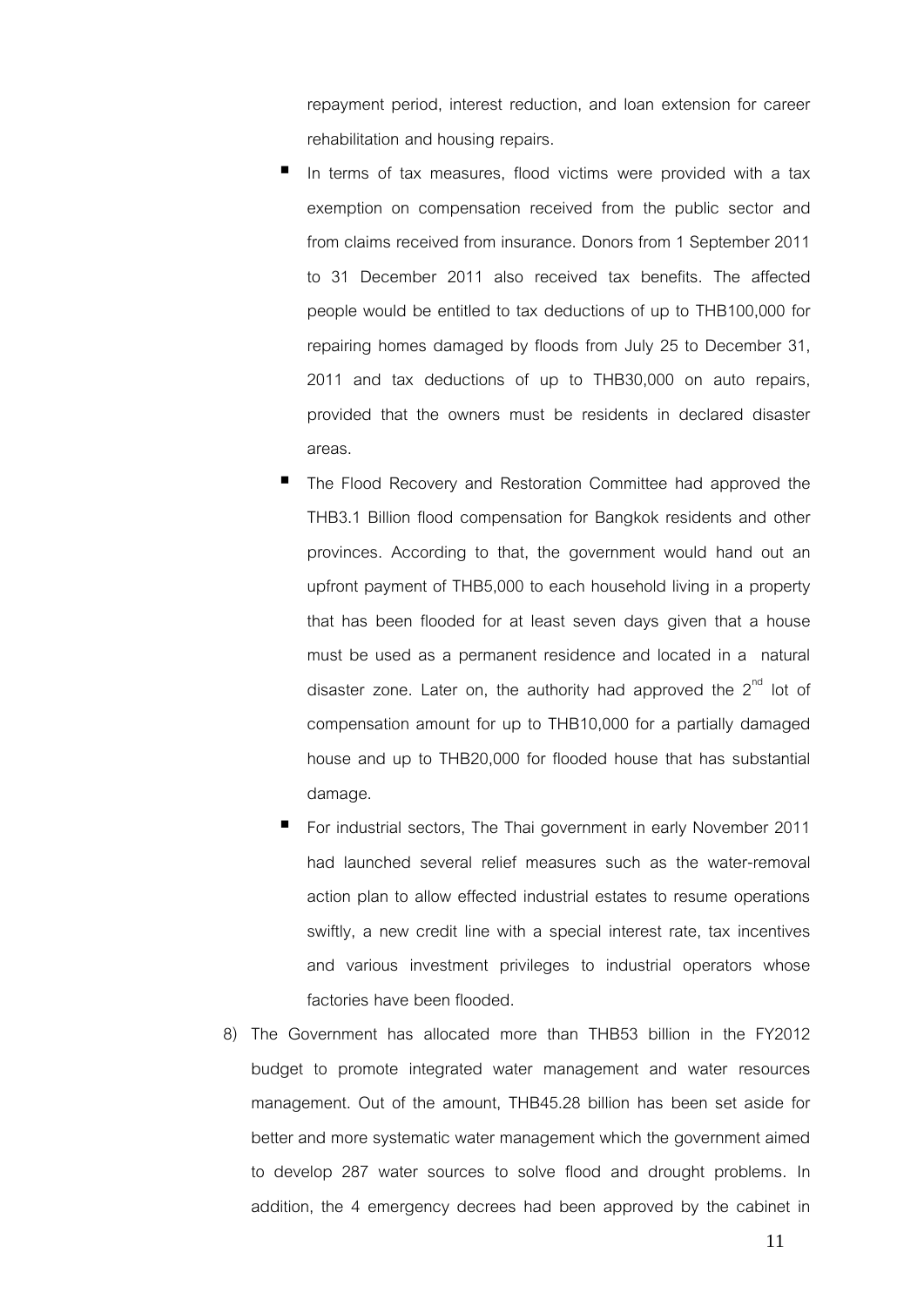repayment period, interest reduction, and loan extension for career rehabilitation and housing repairs.

- In terms of tax measures, flood victims were provided with a tax exemption on compensation received from the public sector and from claims received from insurance. Donors from 1 September 2011 to 31 December 2011 also received tax benefits. The affected people would be entitled to tax deductions of up to THB100,000 for repairing homes damaged by floods from July 25 to December 31, 2011 and tax deductions of up to THB30,000 on auto repairs, provided that the owners must be residents in declared disaster areas.
- The Flood Recovery and Restoration Committee had approved the THB3.1 Billion flood compensation for Bangkok residents and other provinces. According to that, the government would hand out an upfront payment of THB5,000 to each household living in a property that has been flooded for at least seven days given that a house must be used as a permanent residence and located in a natural disaster zone. Later on, the authority had approved the 2nd lot of compensation amount for up to THB10,000 for a partially damaged house and up to THB20,000 for flooded house that has substantial damage.
- For industrial sectors, The Thai government in early November 2011 had launched several relief measures such as the water-removal action plan to allow effected industrial estates to resume operations swiftly, a new credit line with a special interest rate, tax incentives and various investment privileges to industrial operators whose factories have been flooded.

8) The Government has allocated more than THB53 billion in the FY2012 budget to promote integrated water management and water resources management. Out of the amount, THB45.28 billion has been set aside for better and more systematic water management which the government aimed to develop 287 water sources to solve flood and drought problems. In addition, the 4 emergency decrees had been approved by the cabinet in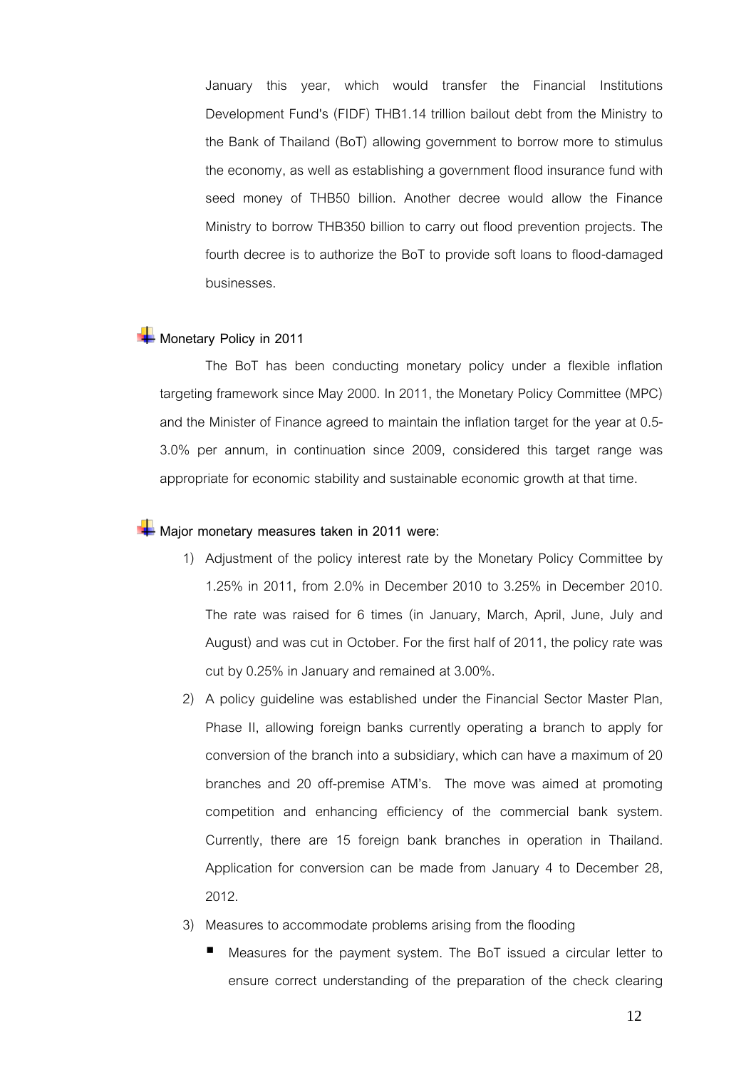January this year, which would transfer the Financial Institutions Development Fund's (FIDF) THB1.14 trillion bailout debt from the Ministry to the Bank of Thailand (BoT) allowing government to borrow more to stimulus the economy, as well as establishing a government flood insurance fund with seed money of THB50 billion. Another decree would allow the Finance Ministry to borrow THB350 billion to carry out flood prevention projects. The fourth decree is to authorize the BoT to provide soft loans to flood-damaged businesses.

## Monetary Policy in 2011

The BoT has been conducting monetary policy under a flexible inflation targeting framework since May 2000. In 2011, the Monetary Policy Committee (MPC) and the Minister of Finance agreed to maintain the inflation target for the year at 0.5-3.0% per annum, in continuation since 2009, considered this target range was appropriate for economic stability and sustainable economic growth at that time.

## Major monetary measures taken in 2011 were:

1) Adjustment of the policy interest rate by the Monetary Policy Committee by 1.25% in 2011, from 2.0% in December 2010 to 3.25% in December 2010. The rate was raised for 6 times (in January, March, April, June, July and August) and was cut in October. For the first half of 2011, the policy rate was cut by 0.25% in January and remained at 3.00%.
2) A policy guideline was established under the Financial Sector Master Plan, Phase II, allowing foreign banks currently operating a branch to apply for conversion of the branch into a subsidiary, which can have a maximum of 20 branches and 20 off-premise ATM's. The move was aimed at promoting competition and enhancing efficiency of the commercial bank system. Currently, there are 15 foreign bank branches in operation in Thailand. Application for conversion can be made from January 4 to December 28, 2012.
3) Measures to accommodate problems arising from the flooding
   - Measures for the payment system. The BoT issued a circular letter to ensure correct understanding of the preparation of the check clearing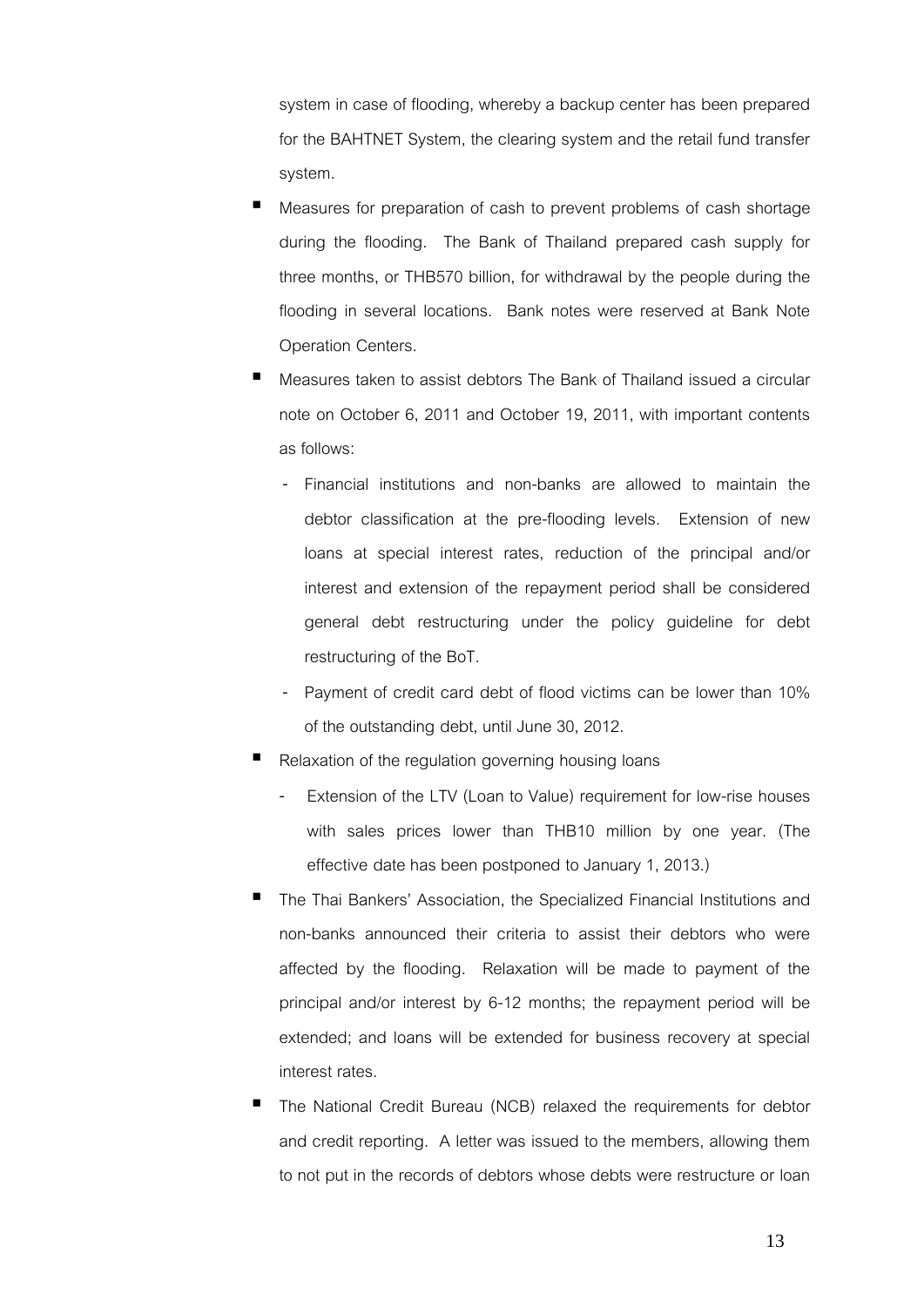system in case of flooding, whereby a backup center has been prepared for the BAHTNET System, the clearing system and the retail fund transfer system.

- Measures for preparation of cash to prevent problems of cash shortage during the flooding. The Bank of Thailand prepared cash supply for three months, or THB570 billion, for withdrawal by the people during the flooding in several locations. Bank notes were reserved at Bank Note Operation Centers.
- Measures taken to assist debtors The Bank of Thailand issued a circular note on October 6, 2011 and October 19, 2011, with important contents as follows:
  - Financial institutions and non-banks are allowed to maintain the debtor classification at the pre-flooding levels. Extension of new loans at special interest rates, reduction of the principal and/or interest and extension of the repayment period shall be considered general debt restructuring under the policy guideline for debt restructuring of the BoT.
  - Payment of credit card debt of flood victims can be lower than 10% of the outstanding debt, until June 30, 2012.
- Relaxation of the regulation governing housing loans
  - Extension of the LTV (Loan to Value) requirement for low-rise houses with sales prices lower than THB10 million by one year. (The effective date has been postponed to January 1, 2013.)
- The Thai Bankers' Association, the Specialized Financial Institutions and non-banks announced their criteria to assist their debtors who were affected by the flooding. Relaxation will be made to payment of the principal and/or interest by 6-12 months; the repayment period will be extended; and loans will be extended for business recovery at special interest rates.
- The National Credit Bureau (NCB) relaxed the requirements for debtor and credit reporting. A letter was issued to the members, allowing them to not put in the records of debtors whose debts were restructure or loan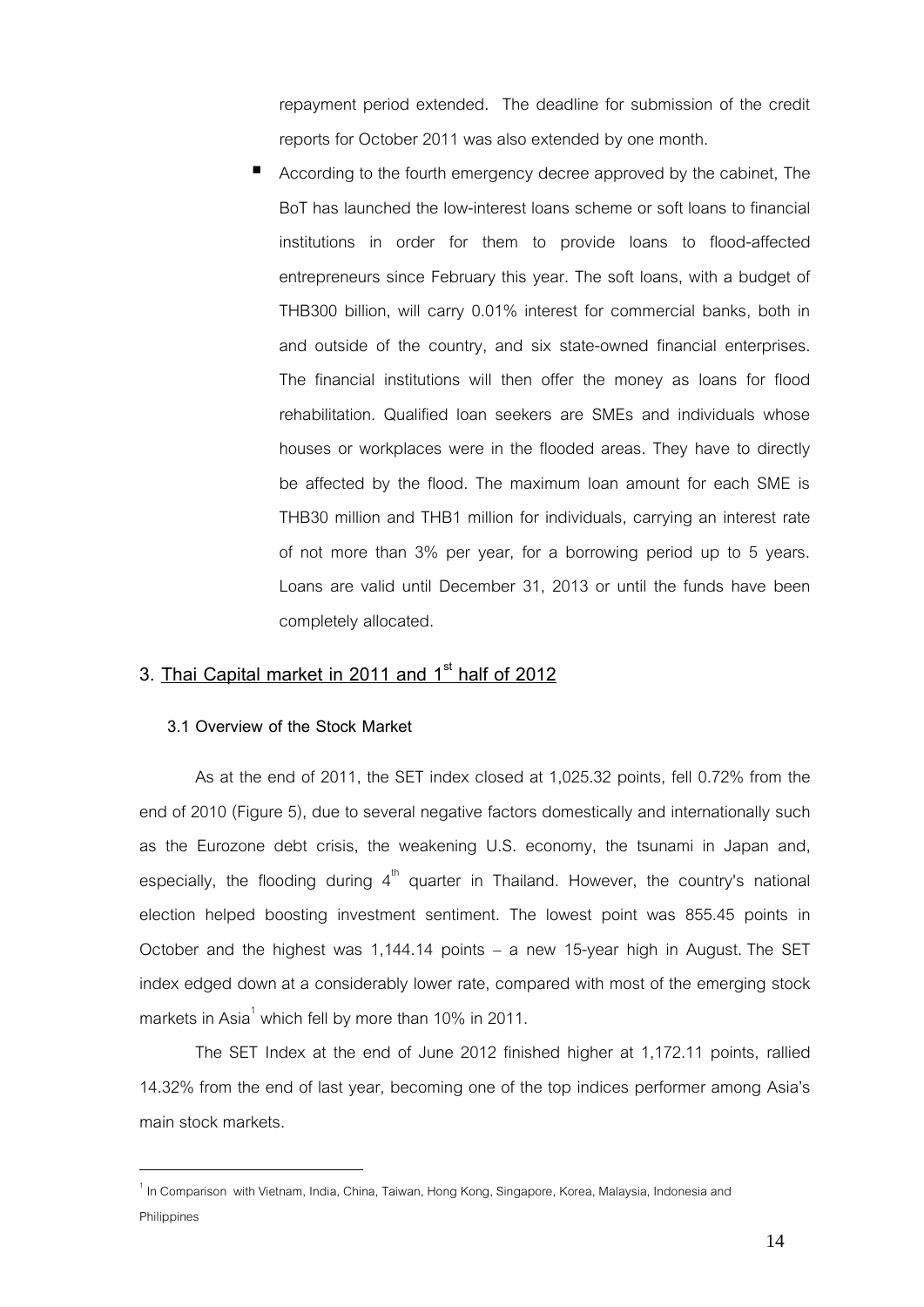repayment period extended. The deadline for submission of the credit reports for October 2011 was also extended by one month.

- According to the fourth emergency decree approved by the cabinet, The BoT has launched the low-interest loans scheme or soft loans to financial institutions in order for them to provide loans to flood-affected entrepreneurs since February this year. The soft loans, with a budget of THB300 billion, will carry 0.01% interest for commercial banks, both in and outside of the country, and six state-owned financial enterprises. The financial institutions will then offer the money as loans for flood rehabilitation. Qualified loan seekers are SMEs and individuals whose houses or workplaces were in the flooded areas. They have to directly be affected by the flood. The maximum loan amount for each SME is THB30 million and THB1 million for individuals, carrying an interest rate of not more than 3% per year, for a borrowing period up to 5 years. Loans are valid until December 31, 2013 or until the funds have been completely allocated.

## 3. Thai Capital market in 2011 and 1st half of 2012

### 3.1 Overview of the Stock Market

As at the end of 2011, the SET index closed at 1,025.32 points, fell 0.72% from the end of 2010 (Figure 5), due to several negative factors domestically and internationally such as the Eurozone debt crisis, the weakening U.S. economy, the tsunami in Japan and, especially, the flooding during 4th quarter in Thailand. However, the country's national election helped boosting investment sentiment. The lowest point was 855.45 points in October and the highest was 1,144.14 points – a new 15-year high in August. The SET index edged down at a considerably lower rate, compared with most of the emerging stock markets in Asia[1] which fell by more than 10% in 2011.

The SET Index at the end of June 2012 finished higher at 1,172.11 points, rallied 14.32% from the end of last year, becoming one of the top indices performer among Asia's main stock markets.

[1] In Comparison with Vietnam, India, China, Taiwan, Hong Kong, Singapore, Korea, Malaysia, Indonesia and Philippines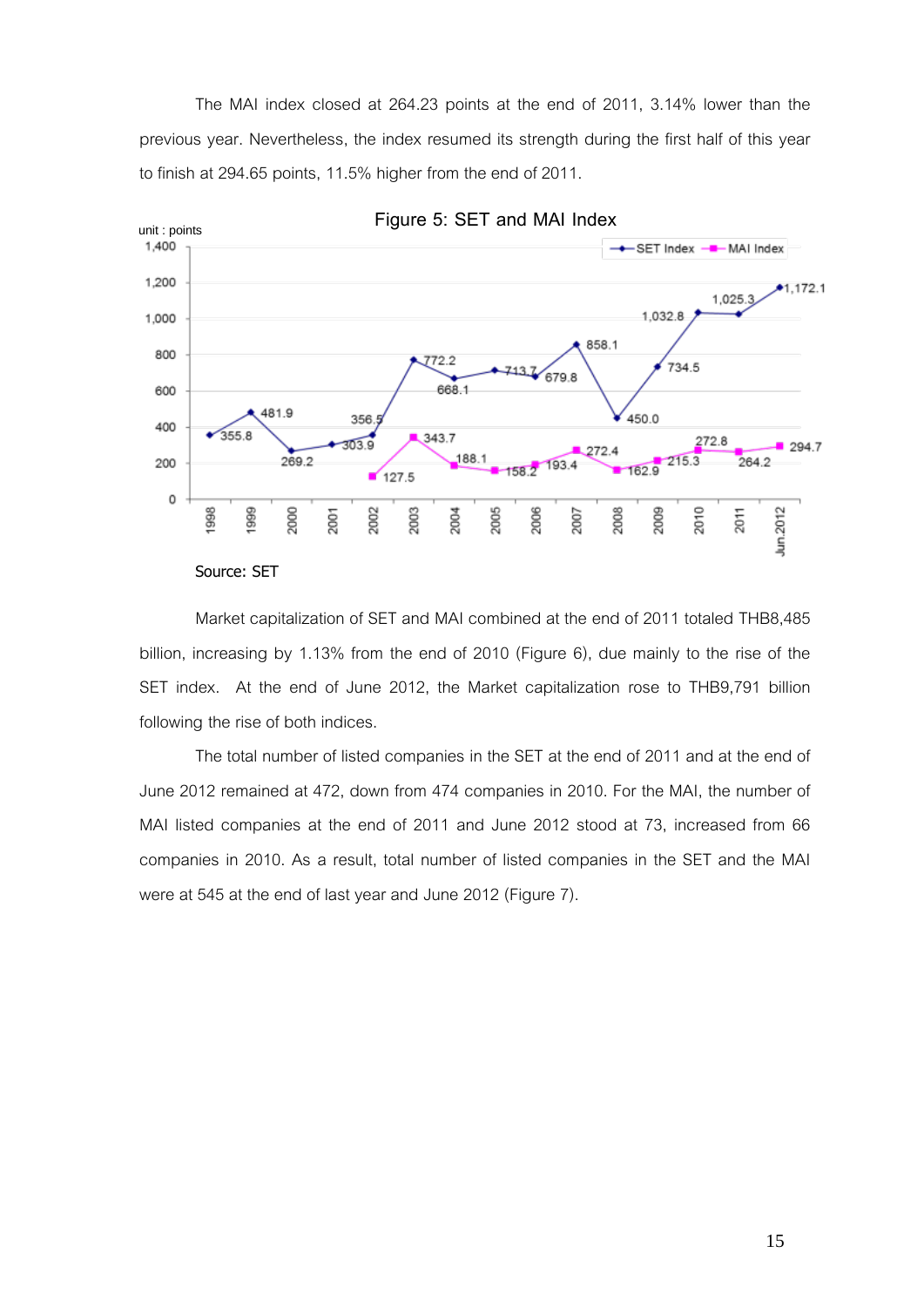The MAI index closed at 264.23 points at the end of 2011, 3.14% lower than the previous year. Nevertheless, the index resumed its strength during the first half of this year to finish at 294.65 points, 11.5% higher from the end of 2011.

Figure 5: SET and MAI Index

unit : points

1,400
1,200
1,000
800
600
400
200
0

SET Index
MAI Index

355.8
481.9
269.2
303.9
356.5
772.2
668.1
713.7
679.8
858.1
450.0
734.5
1,032.8
1,025.3
1,172.1

127.5
343.7
188.1
158.2
193.4
272.4
162.9
215.3
272.8
264.2
294.7

1998
1999
2000
2001
2002
2003
2004
2005
2006
2007
2008
2009
2010
2011
Jun.2012

Source: SET

Market capitalization of SET and MAI combined at the end of 2011 totaled THB8,485 billion, increasing by 1.13% from the end of 2010 (Figure 6), due mainly to the rise of the SET index. At the end of June 2012, the Market capitalization rose to THB9,791 billion following the rise of both indices.

The total number of listed companies in the SET at the end of 2011 and at the end of June 2012 remained at 472, down from 474 companies in 2010. For the MAI, the number of MAI listed companies at the end of 2011 and June 2012 stood at 73, increased from 66 companies in 2010. As a result, total number of listed companies in the SET and the MAI were at 545 at the end of last year and June 2012 (Figure 7).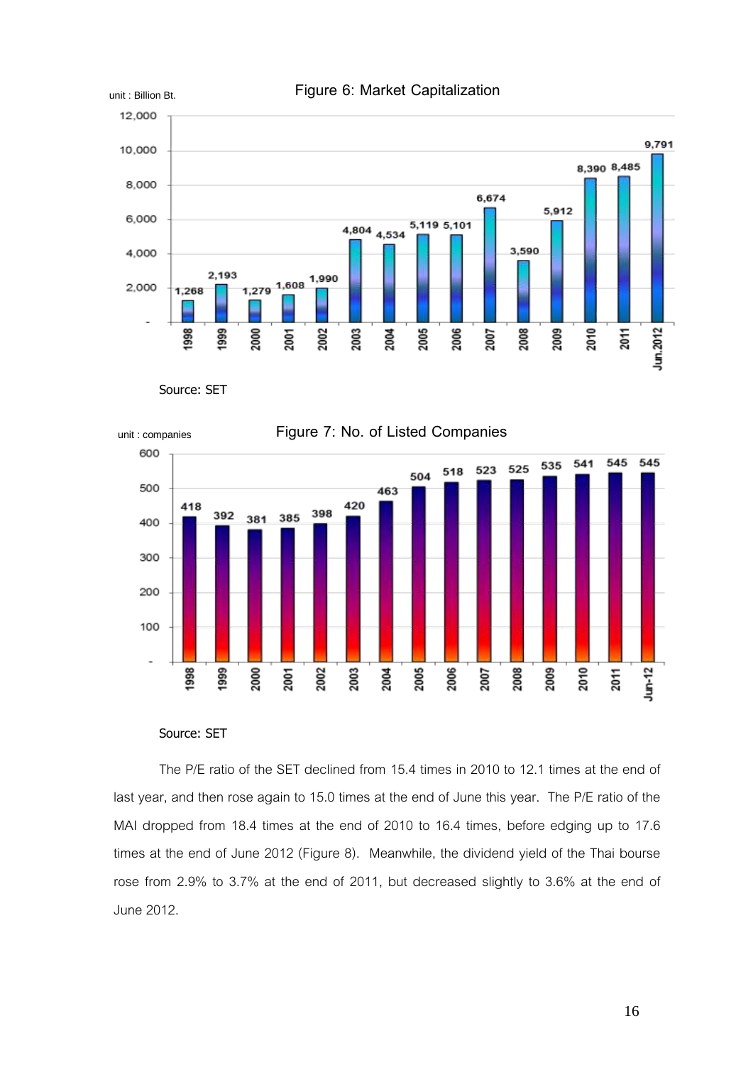Figure 6: Market Capitalization

unit : Billion Bt.

12,000
10,000
8,000
6,000
4,000
2,000
-

1,268 2,193 1,279 1,608 1,990 4,804 4,534 5,119 5,101 6,674 3,590 5,912 8,390 8,485 9,791

1998 1999 2000 2001 2002 2003 2004 2005 2006 2007 2008 2009 2010 2011 Jun.2012

Source: SET

Figure 7: No. of Listed Companies

unit : companies

600
500
400
300
200
100
-

418 392 381 385 398 420 463 504 518 523 525 535 541 545 545

1998 1999 2000 2001 2002 2003 2004 2005 2006 2007 2008 2009 2010 2011 Jun-12

Source: SET

The P/E ratio of the SET declined from 15.4 times in 2010 to 12.1 times at the end of last year, and then rose again to 15.0 times at the end of June this year. The P/E ratio of the MAI dropped from 18.4 times at the end of 2010 to 16.4 times, before edging up to 17.6 times at the end of June 2012 (Figure 8). Meanwhile, the dividend yield of the Thai bourse rose from 2.9% to 3.7% at the end of 2011, but decreased slightly to 3.6% at the end of June 2012.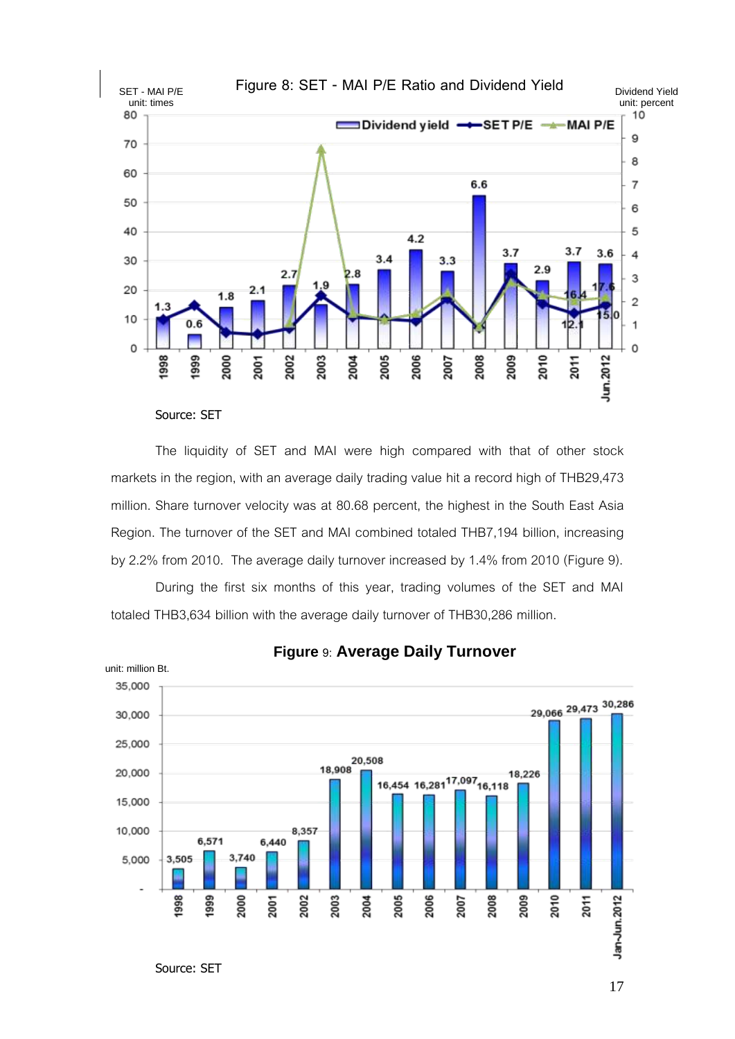Figure 8: SET - MAI P/E Ratio and Dividend Yield

SET - MAI P/E
unit: times

Dividend Yield
unit: percent

Dividend yield   SET P/E   MAI P/E

80
70
60
50
40
30
20
10
0

10
9
8
7
6
5
4
3
2
1
0

1.3 0.6 1.8 2.1 2.7 1.9 2.8 3.4 4.2 3.3 6.6 3.7 2.9 3.7 3.6

16.4 17.6 12.1 15.0

1998 1999 2000 2001 2002 2003 2004 2005 2006 2007 2008 2009 2010 2011 Jun.2012

Source: SET

The liquidity of SET and MAI were high compared with that of other stock markets in the region, with an average daily trading value hit a record high of THB29,473 million. Share turnover velocity was at 80.68 percent, the highest in the South East Asia Region. The turnover of the SET and MAI combined totaled THB7,194 billion, increasing by 2.2% from 2010. The average daily turnover increased by 1.4% from 2010 (Figure 9).

During the first six months of this year, trading volumes of the SET and MAI totaled THB3,634 billion with the average daily turnover of THB30,286 million.

**Figure 9: Average Daily Turnover**

unit: million Bt.

35,000
30,000
25,000
20,000
15,000
10,000
5,000
-

3,505 6,571 3,740 6,440 8,357 18,908 20,508 16,454 16,281 17,097 16,118 18,226 29,066 29,473 30,286

1998 1999 2000 2001 2002 2003 2004 2005 2006 2007 2008 2009 2010 2011 Jan-Jun.2012

Source: SET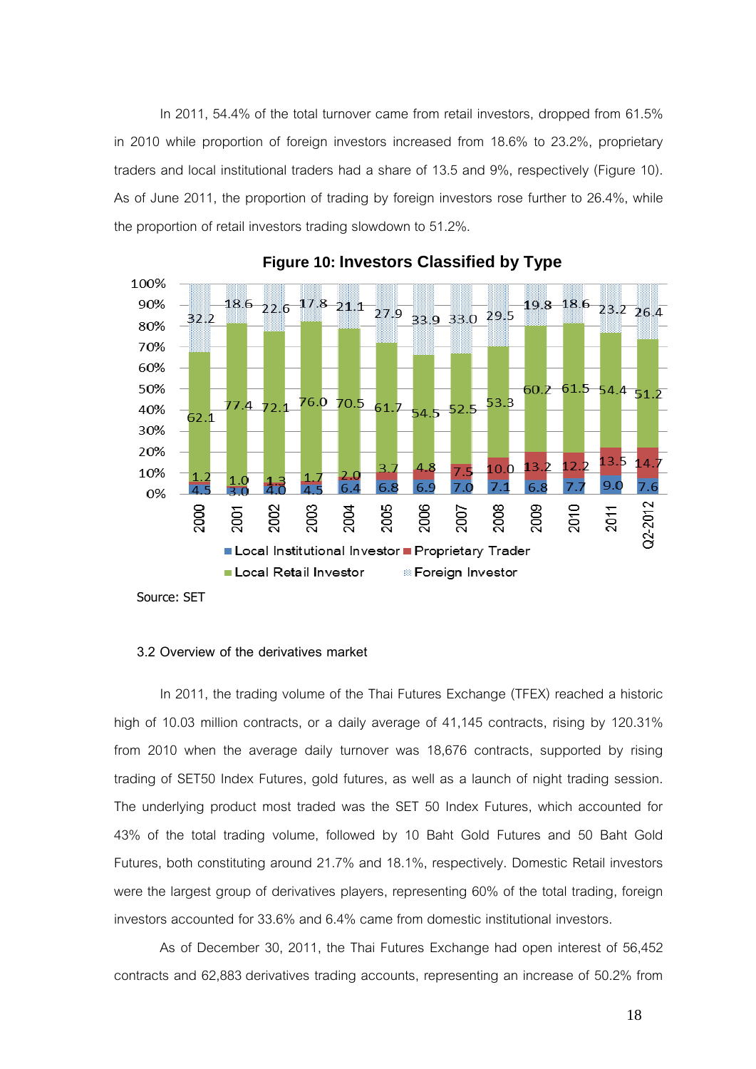In 2011, 54.4% of the total turnover came from retail investors, dropped from 61.5% in 2010 while proportion of foreign investors increased from 18.6% to 23.2%, proprietary traders and local institutional traders had a share of 13.5 and 9%, respectively (Figure 10). As of June 2011, the proportion of trading by foreign investors rose further to 26.4%, while the proportion of retail investors trading slowdown to 51.2%.

**Figure 10: Investors Classified by Type**

100%
90%
80%
70%
60%
50%
40%
30%
20%
10%
0%

2000: 4.5, 1.2, 62.1, 32.2
2001: 3.0, 1.0, 77.4, 18.6
2002: 4.0, 1.3, 72.1, 22.6
2003: 4.5, 1.7, 76.0, 17.8
2004: 6.4, 2.0, 70.5, 21.1
2005: 6.8, 3.7, 61.7, 27.9
2006: 6.9, 4.8, 54.5, 33.9
2007: 7.0, 7.5, 52.5, 33.0
2008: 7.1, 10.0, 53.3, 29.5
2009: 6.8, 13.2, 60.2, 19.8
2010: 7.7, 12.2, 61.5, 18.6
2011: 9.0, 13.5, 54.4, 23.2
Q2-2012: 7.6, 14.7, 51.2, 26.4

Local Institutional Investor
Proprietary Trader
Local Retail Investor
Foreign Investor

Source: SET

### 3.2 Overview of the derivatives market

In 2011, the trading volume of the Thai Futures Exchange (TFEX) reached a historic high of 10.03 million contracts, or a daily average of 41,145 contracts, rising by 120.31% from 2010 when the average daily turnover was 18,676 contracts, supported by rising trading of SET50 Index Futures, gold futures, as well as a launch of night trading session. The underlying product most traded was the SET 50 Index Futures, which accounted for 43% of the total trading volume, followed by 10 Baht Gold Futures and 50 Baht Gold Futures, both constituting around 21.7% and 18.1%, respectively. Domestic Retail investors were the largest group of derivatives players, representing 60% of the total trading, foreign investors accounted for 33.6% and 6.4% came from domestic institutional investors.

As of December 30, 2011, the Thai Futures Exchange had open interest of 56,452 contracts and 62,883 derivatives trading accounts, representing an increase of 50.2% from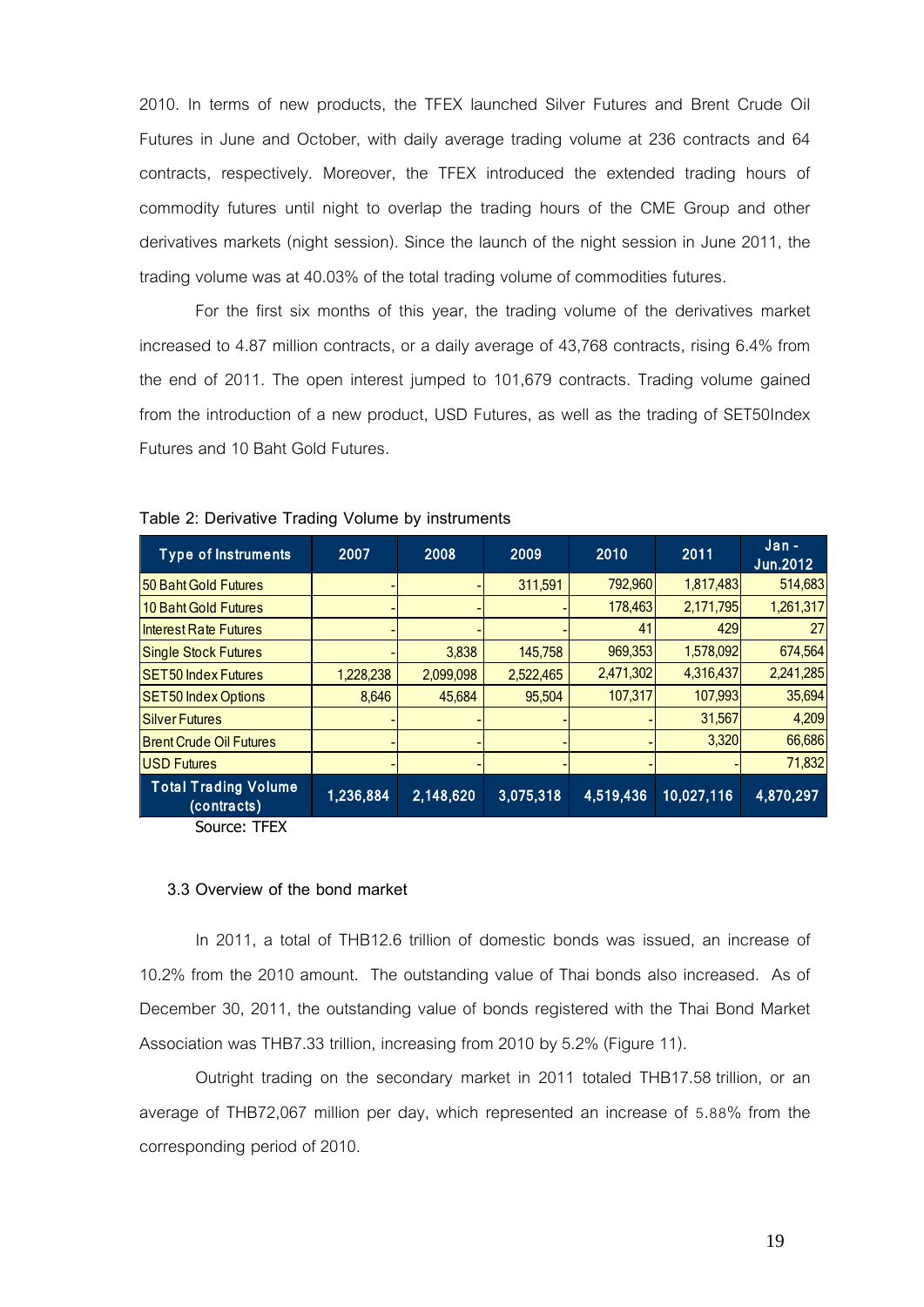2010. In terms of new products, the TFEX launched Silver Futures and Brent Crude Oil Futures in June and October, with daily average trading volume at 236 contracts and 64 contracts, respectively. Moreover, the TFEX introduced the extended trading hours of commodity futures until night to overlap the trading hours of the CME Group and other derivatives markets (night session). Since the launch of the night session in June 2011, the trading volume was at 40.03% of the total trading volume of commodities futures.

For the first six months of this year, the trading volume of the derivatives market increased to 4.87 million contracts, or a daily average of 43,768 contracts, rising 6.4% from the end of 2011. The open interest jumped to 101,679 contracts. Trading volume gained from the introduction of a new product, USD Futures, as well as the trading of SET50Index Futures and 10 Baht Gold Futures.

Table 2: Derivative Trading Volume by instruments

| Type of Instruments | 2007 | 2008 | 2009 | 2010 | 2011 | Jan - Jun.2012 |
|---|---|---|---|---|---|---|
| 50 Baht Gold Futures | - | - | 311,591 | 792,960 | 1,817,483 | 514,683 |
| 10 Baht Gold Futures | - | - | - | 178,463 | 2,171,795 | 1,261,317 |
| Interest Rate Futures | - | - | - | 41 | 429 | 27 |
| Single Stock Futures | - | 3,838 | 145,758 | 969,353 | 1,578,092 | 674,564 |
| SET50 Index Futures | 1,228,238 | 2,099,098 | 2,522,465 | 2,471,302 | 4,316,437 | 2,241,285 |
| SET50 Index Options | 8,646 | 45,684 | 95,504 | 107,317 | 107,993 | 35,694 |
| Silver Futures | - | - | - | - | 31,567 | 4,209 |
| Brent Crude Oil Futures | - | - | - | - | 3,320 | 66,686 |
| USD Futures | - | - | - | - | - | 71,832 |
| Total Trading Volume (contracts) | 1,236,884 | 2,148,620 | 3,075,318 | 4,519,436 | 10,027,116 | 4,870,297 |

Source: TFEX

### 3.3 Overview of the bond market

In 2011, a total of THB12.6 trillion of domestic bonds was issued, an increase of 10.2% from the 2010 amount. The outstanding value of Thai bonds also increased. As of December 30, 2011, the outstanding value of bonds registered with the Thai Bond Market Association was THB7.33 trillion, increasing from 2010 by 5.2% (Figure 11).

Outright trading on the secondary market in 2011 totaled THB17.58 trillion, or an average of THB72,067 million per day, which represented an increase of 5.88% from the corresponding period of 2010.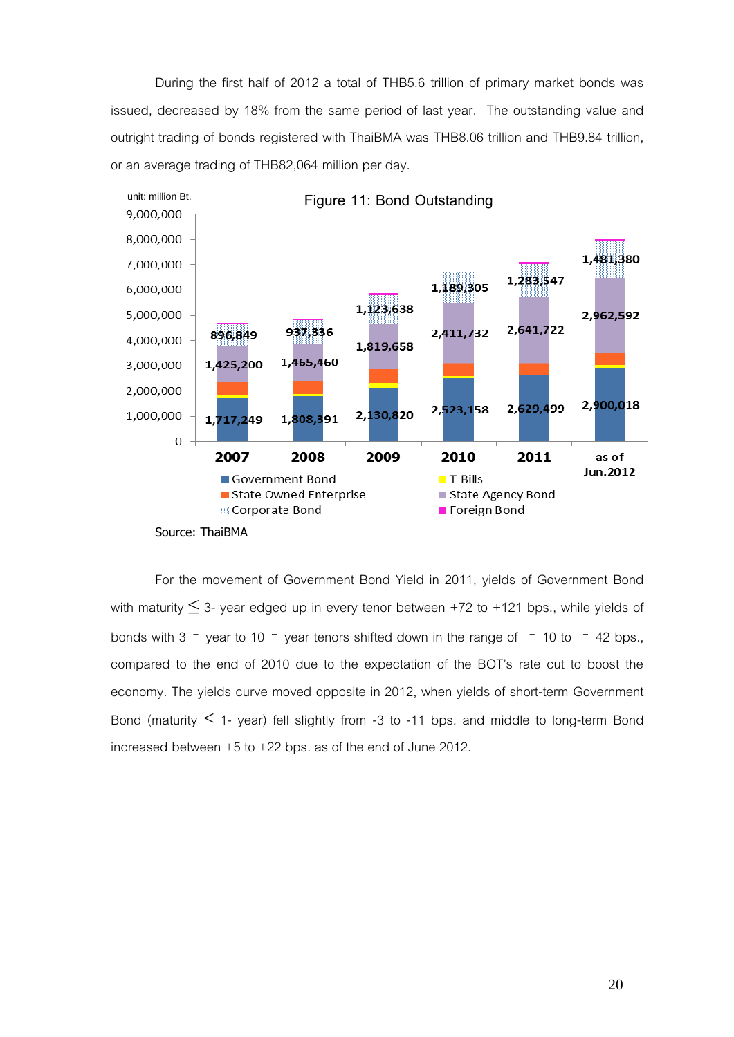During the first half of 2012 a total of THB5.6 trillion of primary market bonds was issued, decreased by 18% from the same period of last year. The outstanding value and outright trading of bonds registered with ThaiBMA was THB8.06 trillion and THB9.84 trillion, or an average trading of THB82,064 million per day.

unit: million Bt.

Figure 11: Bond Outstanding

9,000,000
8,000,000
7,000,000
6,000,000
5,000,000
4,000,000
3,000,000
2,000,000
1,000,000
0

2007: 1,717,249; 1,425,200; 896,849
2008: 1,808,391; 1,465,460; 937,336
2009: 2,130,820; 1,819,658; 1,123,638
2010: 2,523,158; 2,411,732; 1,189,305
2011: 2,629,499; 2,641,722; 1,283,547
as of Jun.2012: 2,900,018; 2,962,592; 1,481,380

Government Bond
State Owned Enterprise
Corporate Bond
T-Bills
State Agency Bond
Foreign Bond

Source: ThaiBMA

For the movement of Government Bond Yield in 2011, yields of Government Bond with maturity ≤ 3- year edged up in every tenor between +72 to +121 bps., while yields of bonds with 3 – year to 10 – year tenors shifted down in the range of – 10 to – 42 bps., compared to the end of 2010 due to the expectation of the BOT's rate cut to boost the economy. The yields curve moved opposite in 2012, when yields of short-term Government Bond (maturity < 1- year) fell slightly from -3 to -11 bps. and middle to long-term Bond increased between +5 to +22 bps. as of the end of June 2012.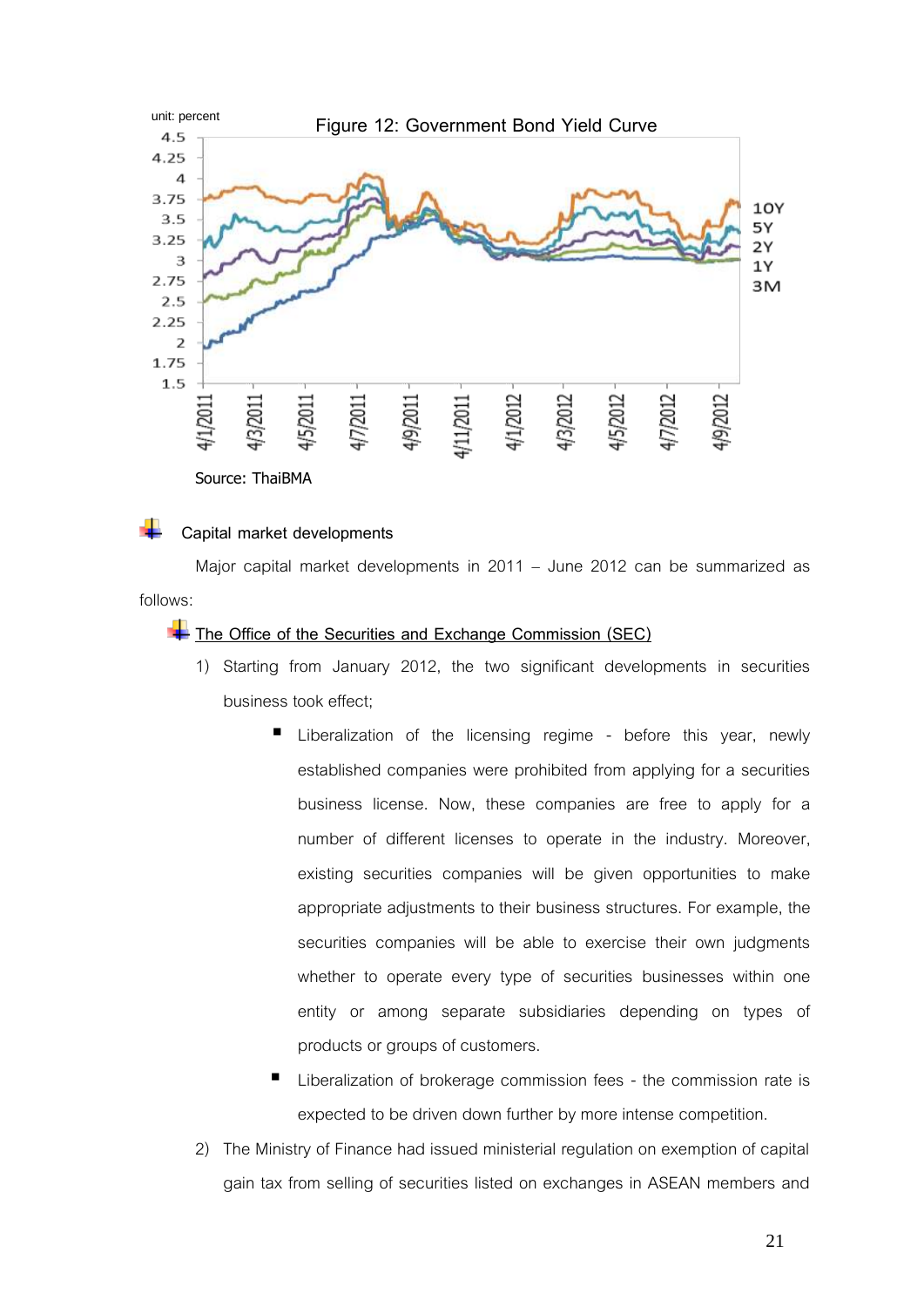unit: percent

Figure 12: Government Bond Yield Curve

4.5
4.25
4
3.75
3.5
3.25
3
2.75
2.5
2.25
2
1.75
1.5

10Y
5Y
2Y
1Y
3M

4/1/2011
4/3/2011
4/5/2011
4/7/2011
4/9/2011
4/11/2011
4/1/2012
4/3/2012
4/5/2012
4/7/2012
4/9/2012

Source: ThaiBMA

## Capital market developments

Major capital market developments in 2011 – June 2012 can be summarized as follows:

### The Office of the Securities and Exchange Commission (SEC)

1) Starting from January 2012, the two significant developments in securities business took effect;

   - Liberalization of the licensing regime - before this year, newly established companies were prohibited from applying for a securities business license. Now, these companies are free to apply for a number of different licenses to operate in the industry. Moreover, existing securities companies will be given opportunities to make appropriate adjustments to their business structures. For example, the securities companies will be able to exercise their own judgments whether to operate every type of securities businesses within one entity or among separate subsidiaries depending on types of products or groups of customers.
   - Liberalization of brokerage commission fees - the commission rate is expected to be driven down further by more intense competition.

2) The Ministry of Finance had issued ministerial regulation on exemption of capital gain tax from selling of securities listed on exchanges in ASEAN members and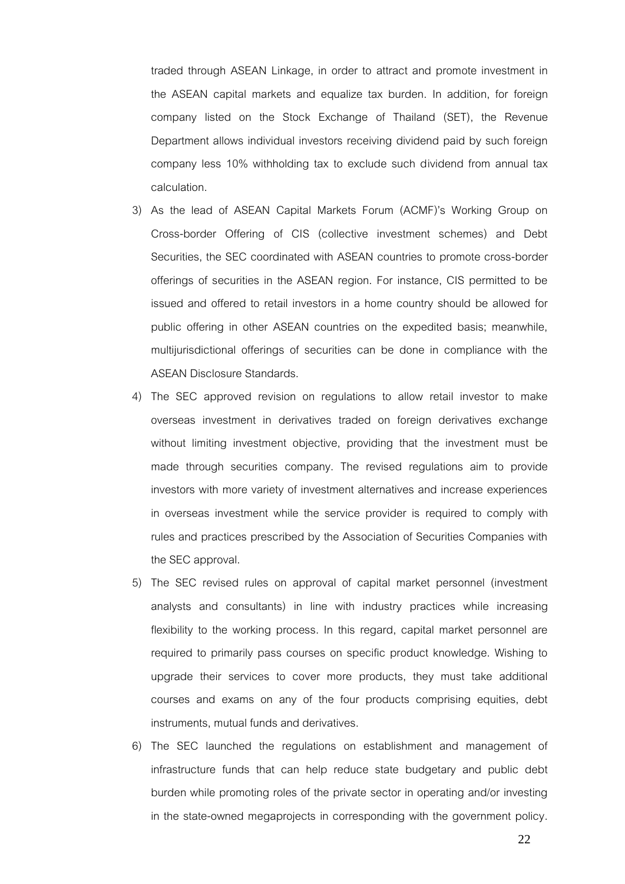traded through ASEAN Linkage, in order to attract and promote investment in the ASEAN capital markets and equalize tax burden. In addition, for foreign company listed on the Stock Exchange of Thailand (SET), the Revenue Department allows individual investors receiving dividend paid by such foreign company less 10% withholding tax to exclude such dividend from annual tax calculation.

3) As the lead of ASEAN Capital Markets Forum (ACMF)'s Working Group on Cross-border Offering of CIS (collective investment schemes) and Debt Securities, the SEC coordinated with ASEAN countries to promote cross-border offerings of securities in the ASEAN region. For instance, CIS permitted to be issued and offered to retail investors in a home country should be allowed for public offering in other ASEAN countries on the expedited basis; meanwhile, multijurisdictional offerings of securities can be done in compliance with the ASEAN Disclosure Standards.

4) The SEC approved revision on regulations to allow retail investor to make overseas investment in derivatives traded on foreign derivatives exchange without limiting investment objective, providing that the investment must be made through securities company. The revised regulations aim to provide investors with more variety of investment alternatives and increase experiences in overseas investment while the service provider is required to comply with rules and practices prescribed by the Association of Securities Companies with the SEC approval.

5) The SEC revised rules on approval of capital market personnel (investment analysts and consultants) in line with industry practices while increasing flexibility to the working process. In this regard, capital market personnel are required to primarily pass courses on specific product knowledge. Wishing to upgrade their services to cover more products, they must take additional courses and exams on any of the four products comprising equities, debt instruments, mutual funds and derivatives.

6) The SEC launched the regulations on establishment and management of infrastructure funds that can help reduce state budgetary and public debt burden while promoting roles of the private sector in operating and/or investing in the state-owned megaprojects in corresponding with the government policy.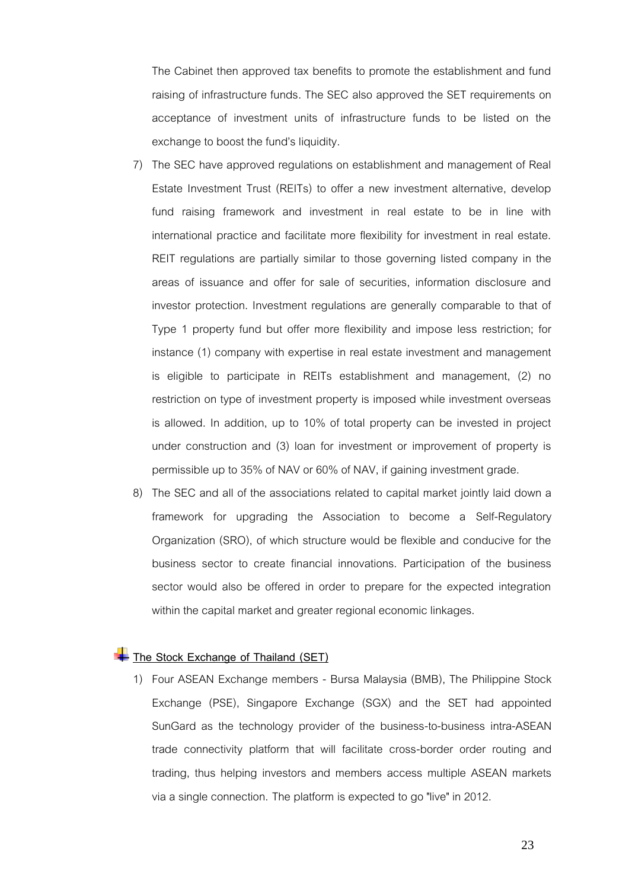The Cabinet then approved tax benefits to promote the establishment and fund raising of infrastructure funds. The SEC also approved the SET requirements on acceptance of investment units of infrastructure funds to be listed on the exchange to boost the fund's liquidity.

7) The SEC have approved regulations on establishment and management of Real Estate Investment Trust (REITs) to offer a new investment alternative, develop fund raising framework and investment in real estate to be in line with international practice and facilitate more flexibility for investment in real estate. REIT regulations are partially similar to those governing listed company in the areas of issuance and offer for sale of securities, information disclosure and investor protection. Investment regulations are generally comparable to that of Type 1 property fund but offer more flexibility and impose less restriction; for instance (1) company with expertise in real estate investment and management is eligible to participate in REITs establishment and management, (2) no restriction on type of investment property is imposed while investment overseas is allowed. In addition, up to 10% of total property can be invested in project under construction and (3) loan for investment or improvement of property is permissible up to 35% of NAV or 60% of NAV, if gaining investment grade.

8) The SEC and all of the associations related to capital market jointly laid down a framework for upgrading the Association to become a Self-Regulatory Organization (SRO), of which structure would be flexible and conducive for the business sector to create financial innovations. Participation of the business sector would also be offered in order to prepare for the expected integration within the capital market and greater regional economic linkages.

## The Stock Exchange of Thailand (SET)

1) Four ASEAN Exchange members - Bursa Malaysia (BMB), The Philippine Stock Exchange (PSE), Singapore Exchange (SGX) and the SET had appointed SunGard as the technology provider of the business-to-business intra-ASEAN trade connectivity platform that will facilitate cross-border order routing and trading, thus helping investors and members access multiple ASEAN markets via a single connection. The platform is expected to go "live" in 2012.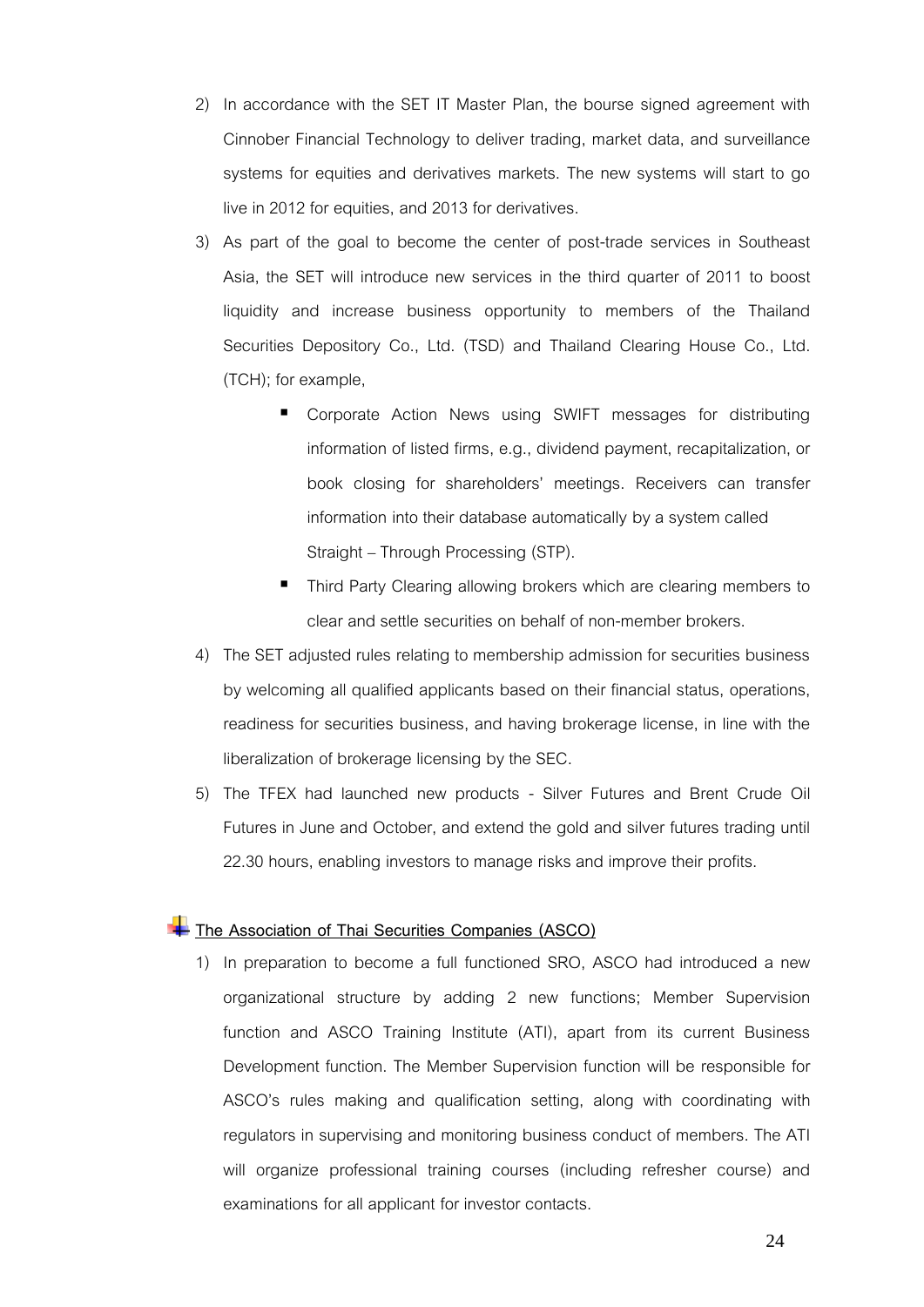2) In accordance with the SET IT Master Plan, the bourse signed agreement with Cinnober Financial Technology to deliver trading, market data, and surveillance systems for equities and derivatives markets. The new systems will start to go live in 2012 for equities, and 2013 for derivatives.

3) As part of the goal to become the center of post-trade services in Southeast Asia, the SET will introduce new services in the third quarter of 2011 to boost liquidity and increase business opportunity to members of the Thailand Securities Depository Co., Ltd. (TSD) and Thailand Clearing House Co., Ltd. (TCH); for example,

   - Corporate Action News using SWIFT messages for distributing information of listed firms, e.g., dividend payment, recapitalization, or book closing for shareholders' meetings. Receivers can transfer information into their database automatically by a system called Straight – Through Processing (STP).
   - Third Party Clearing allowing brokers which are clearing members to clear and settle securities on behalf of non-member brokers.

4) The SET adjusted rules relating to membership admission for securities business by welcoming all qualified applicants based on their financial status, operations, readiness for securities business, and having brokerage license, in line with the liberalization of brokerage licensing by the SEC.

5) The TFEX had launched new products - Silver Futures and Brent Crude Oil Futures in June and October, and extend the gold and silver futures trading until 22.30 hours, enabling investors to manage risks and improve their profits.

## The Association of Thai Securities Companies (ASCO)

1) In preparation to become a full functioned SRO, ASCO had introduced a new organizational structure by adding 2 new functions; Member Supervision function and ASCO Training Institute (ATI), apart from its current Business Development function. The Member Supervision function will be responsible for ASCO's rules making and qualification setting, along with coordinating with regulators in supervising and monitoring business conduct of members. The ATI will organize professional training courses (including refresher course) and examinations for all applicant for investor contacts.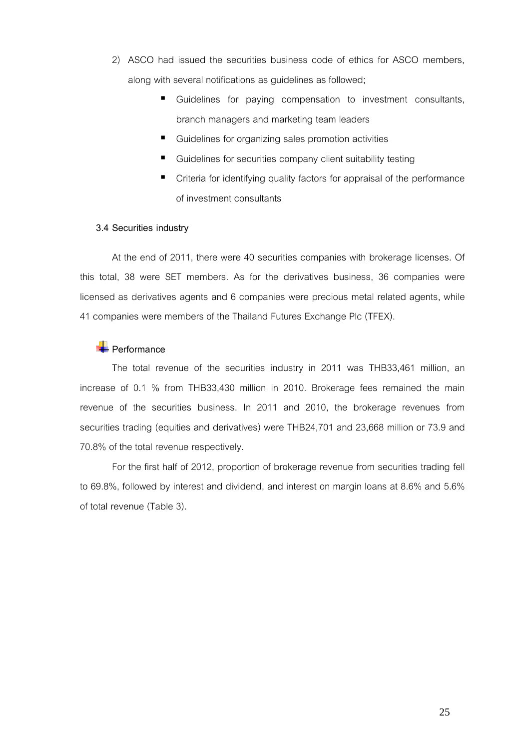2) ASCO had issued the securities business code of ethics for ASCO members, along with several notifications as guidelines as followed;

   - Guidelines for paying compensation to investment consultants, branch managers and marketing team leaders
   - Guidelines for organizing sales promotion activities
   - Guidelines for securities company client suitability testing
   - Criteria for identifying quality factors for appraisal of the performance of investment consultants

### 3.4 Securities industry

At the end of 2011, there were 40 securities companies with brokerage licenses. Of this total, 38 were SET members. As for the derivatives business, 36 companies were licensed as derivatives agents and 6 companies were precious metal related agents, while 41 companies were members of the Thailand Futures Exchange Plc (TFEX).

#### Performance

The total revenue of the securities industry in 2011 was THB33,461 million, an increase of 0.1 % from THB33,430 million in 2010. Brokerage fees remained the main revenue of the securities business. In 2011 and 2010, the brokerage revenues from securities trading (equities and derivatives) were THB24,701 and 23,668 million or 73.9 and 70.8% of the total revenue respectively.

For the first half of 2012, proportion of brokerage revenue from securities trading fell to 69.8%, followed by interest and dividend, and interest on margin loans at 8.6% and 5.6% of total revenue (Table 3).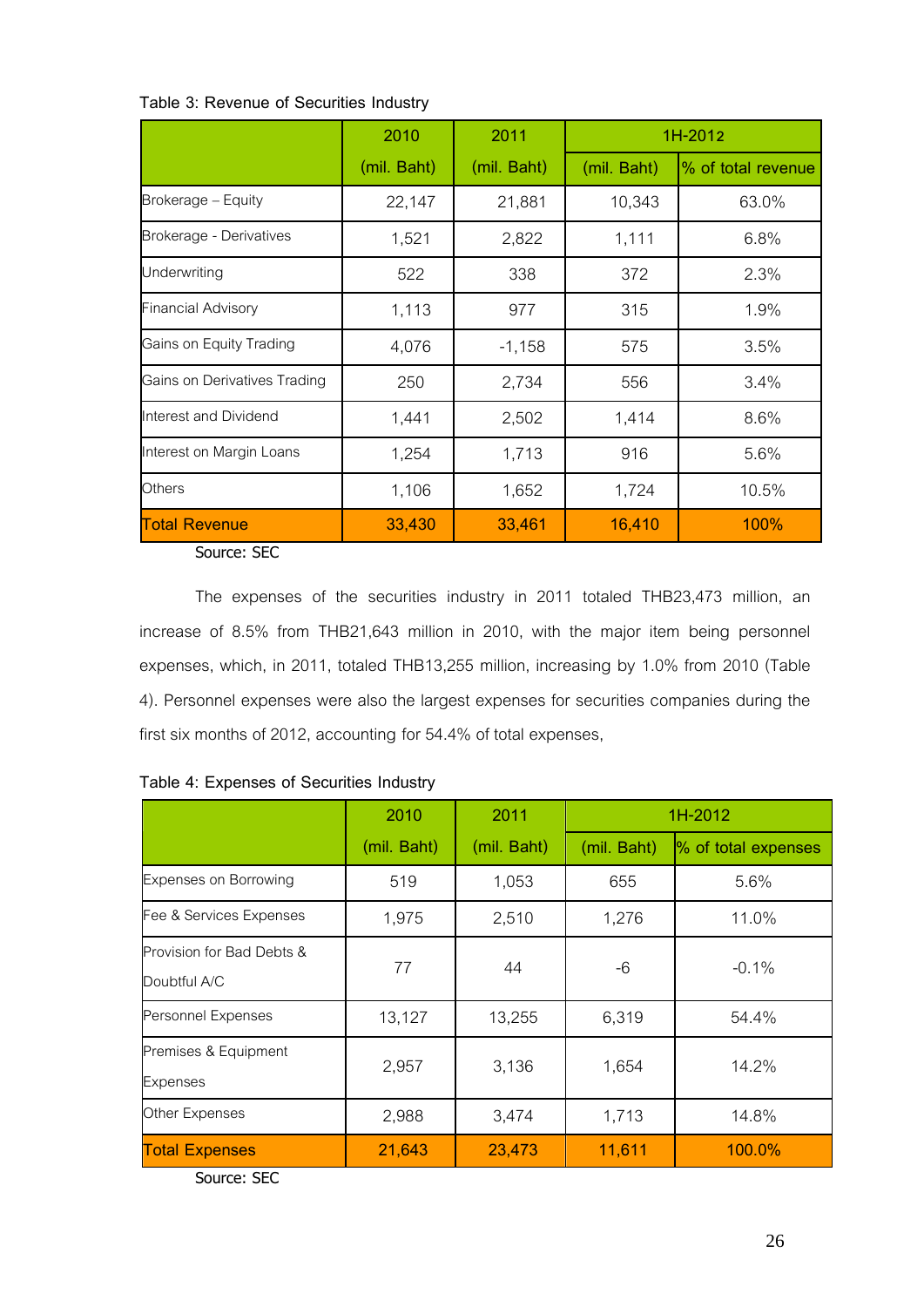Table 3: Revenue of Securities Industry

| | 2010 | 2011 | 1H-2012 | |
|---|---|---|---|---|
| | (mil. Baht) | (mil. Baht) | (mil. Baht) | % of total revenue |
| Brokerage – Equity | 22,147 | 21,881 | 10,343 | 63.0% |
| Brokerage - Derivatives | 1,521 | 2,822 | 1,111 | 6.8% |
| Underwriting | 522 | 338 | 372 | 2.3% |
| Financial Advisory | 1,113 | 977 | 315 | 1.9% |
| Gains on Equity Trading | 4,076 | -1,158 | 575 | 3.5% |
| Gains on Derivatives Trading | 250 | 2,734 | 556 | 3.4% |
| Interest and Dividend | 1,441 | 2,502 | 1,414 | 8.6% |
| Interest on Margin Loans | 1,254 | 1,713 | 916 | 5.6% |
| Others | 1,106 | 1,652 | 1,724 | 10.5% |
| Total Revenue | 33,430 | 33,461 | 16,410 | 100% |

Source: SEC

The expenses of the securities industry in 2011 totaled THB23,473 million, an increase of 8.5% from THB21,643 million in 2010, with the major item being personnel expenses, which, in 2011, totaled THB13,255 million, increasing by 1.0% from 2010 (Table 4). Personnel expenses were also the largest expenses for securities companies during the first six months of 2012, accounting for 54.4% of total expenses,

Table 4: Expenses of Securities Industry

| | 2010 | 2011 | 1H-2012 | |
|---|---|---|---|---|
| | (mil. Baht) | (mil. Baht) | (mil. Baht) | % of total expenses |
| Expenses on Borrowing | 519 | 1,053 | 655 | 5.6% |
| Fee & Services Expenses | 1,975 | 2,510 | 1,276 | 11.0% |
| Provision for Bad Debts & Doubtful A/C | 77 | 44 | -6 | -0.1% |
| Personnel Expenses | 13,127 | 13,255 | 6,319 | 54.4% |
| Premises & Equipment Expenses | 2,957 | 3,136 | 1,654 | 14.2% |
| Other Expenses | 2,988 | 3,474 | 1,713 | 14.8% |
| Total Expenses | 21,643 | 23,473 | 11,611 | 100.0% |

Source: SEC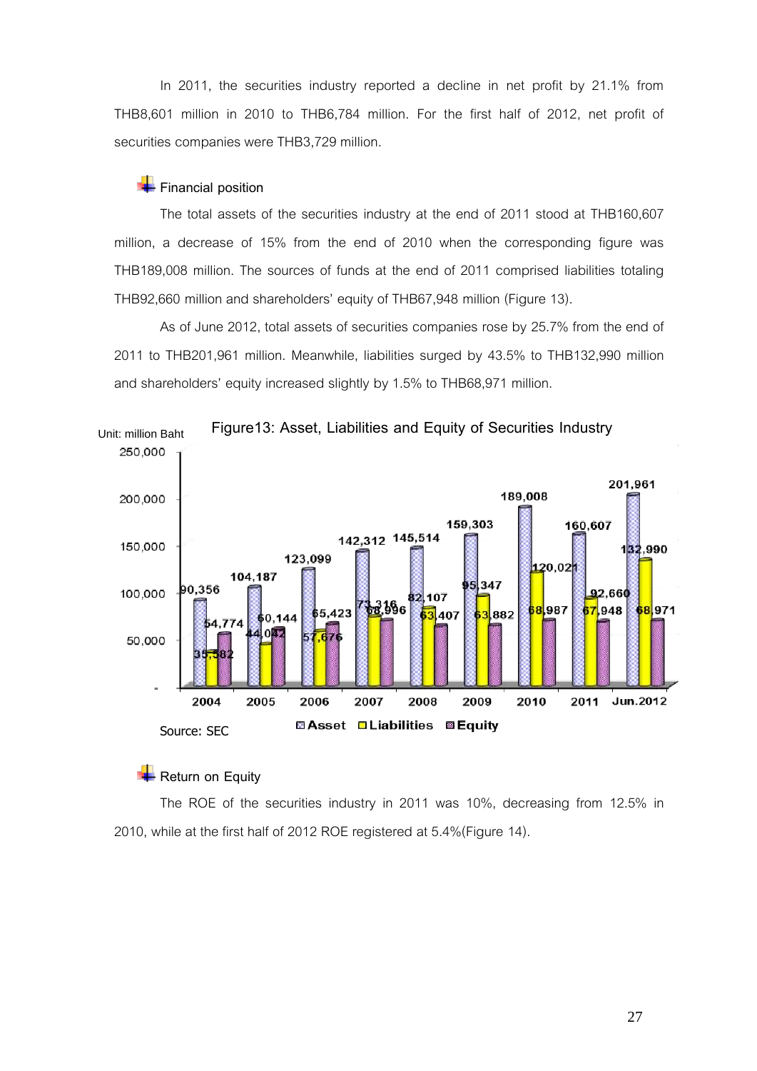In 2011, the securities industry reported a decline in net profit by 21.1% from THB8,601 million in 2010 to THB6,784 million. For the first half of 2012, net profit of securities companies were THB3,729 million.

## Financial position

The total assets of the securities industry at the end of 2011 stood at THB160,607 million, a decrease of 15% from the end of 2010 when the corresponding figure was THB189,008 million. The sources of funds at the end of 2011 comprised liabilities totaling THB92,660 million and shareholders' equity of THB67,948 million (Figure 13).

As of June 2012, total assets of securities companies rose by 25.7% from the end of 2011 to THB201,961 million. Meanwhile, liabilities surged by 43.5% to THB132,990 million and shareholders' equity increased slightly by 1.5% to THB68,971 million.

Figure13: Asset, Liabilities and Equity of Securities Industry

Unit: million Baht

250,000
200,000
150,000
100,000
50,000
-

90,356
35,582
54,774
104,187
44,042
60,144
123,099
57,676
65,423
142,312
73,316
68,996
145,514
82,107
63,407
159,303
95,347
63,882
189,008
120,021
68,987
160,607
92,660
67,948
201,961
132,990
68,971

2004 2005 2006 2007 2008 2009 2010 2011 Jun.2012

Asset Liabilities Equity

Source: SEC

## Return on Equity

The ROE of the securities industry in 2011 was 10%, decreasing from 12.5% in 2010, while at the first half of 2012 ROE registered at 5.4%(Figure 14).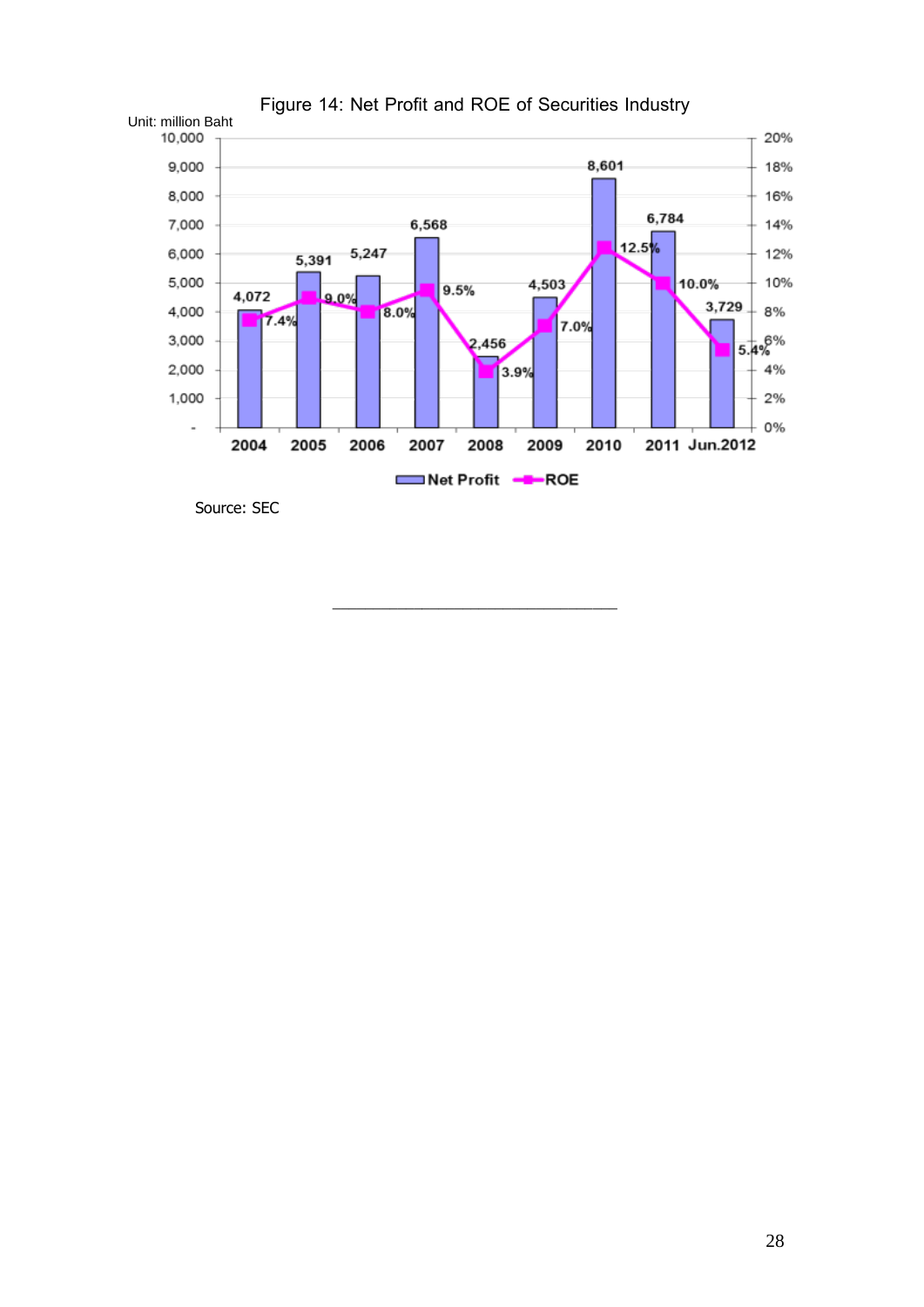Figure 14: Net Profit and ROE of Securities Industry

Unit: million Baht

10,000
9,000
8,000
7,000
6,000
5,000
4,000
3,000
2,000
1,000
-

20%
18%
16%
14%
12%
10%
8%
6%
4%
2%
0%

4,072
7.4%
5,391
9.0%
5,247
8.0%
6,568
9.5%
2,456
3.9%
4,503
7.0%
8,601
12.5%
6,784
10.0%
3,729
5.4%

2004 2005 2006 2007 2008 2009 2010 2011 Jun.2012

Net Profit ROE

Source: SEC

_______________________________